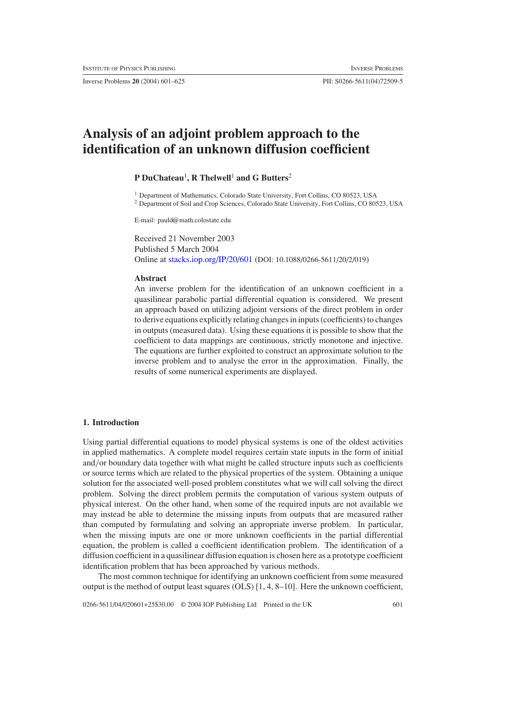# Analysis of an adjoint problem approach to the identification of an unknown diffusion coefficient

**P DuChateau[1], R Thelwell[1] and G Butters[2]**

[1] Department of Mathematics, Colorado State University, Fort Collins, CO 80523, USA

[2] Department of Soil and Crop Sciences, Colorado State University, Fort Collins, CO 80523, USA

E-mail: pauld@math.colostate.edu

Received 21 November 2003
Published 5 March 2004
Online at stacks.iop.org/IP/20/601 (DOI: 10.1088/0266-5611/20/2/019)

## Abstract

An inverse problem for the identification of an unknown coefficient in a quasilinear parabolic partial differential equation is considered. We present an approach based on utilizing adjoint versions of the direct problem in order to derive equations explicitly relating changes in inputs (coefficients) to changes in outputs (measured data). Using these equations it is possible to show that the coefficient to data mappings are continuous, strictly monotone and injective. The equations are further exploited to construct an approximate solution to the inverse problem and to analyse the error in the approximation. Finally, the results of some numerical experiments are displayed.

## 1. Introduction

Using partial differential equations to model physical systems is one of the oldest activities in applied mathematics. A complete model requires certain state inputs in the form of initial and/or boundary data together with what might be called structure inputs such as coefficients or source terms which are related to the physical properties of the system. Obtaining a unique solution for the associated well-posed problem constitutes what we will call solving the direct problem. Solving the direct problem permits the computation of various system outputs of physical interest. On the other hand, when some of the required inputs are not available we may instead be able to determine the missing inputs from outputs that are measured rather than computed by formulating and solving an appropriate inverse problem. In particular, when the missing inputs are one or more unknown coefficients in the partial differential equation, the problem is called a coefficient identification problem. The identification of a diffusion coefficient in a quasilinear diffusion equation is chosen here as a prototype coefficient identification problem that has been approached by various methods.

The most common technique for identifying an unknown coefficient from some measured output is the method of output least squares (OLS) [1, 4, 8–10]. Here the unknown coefficient,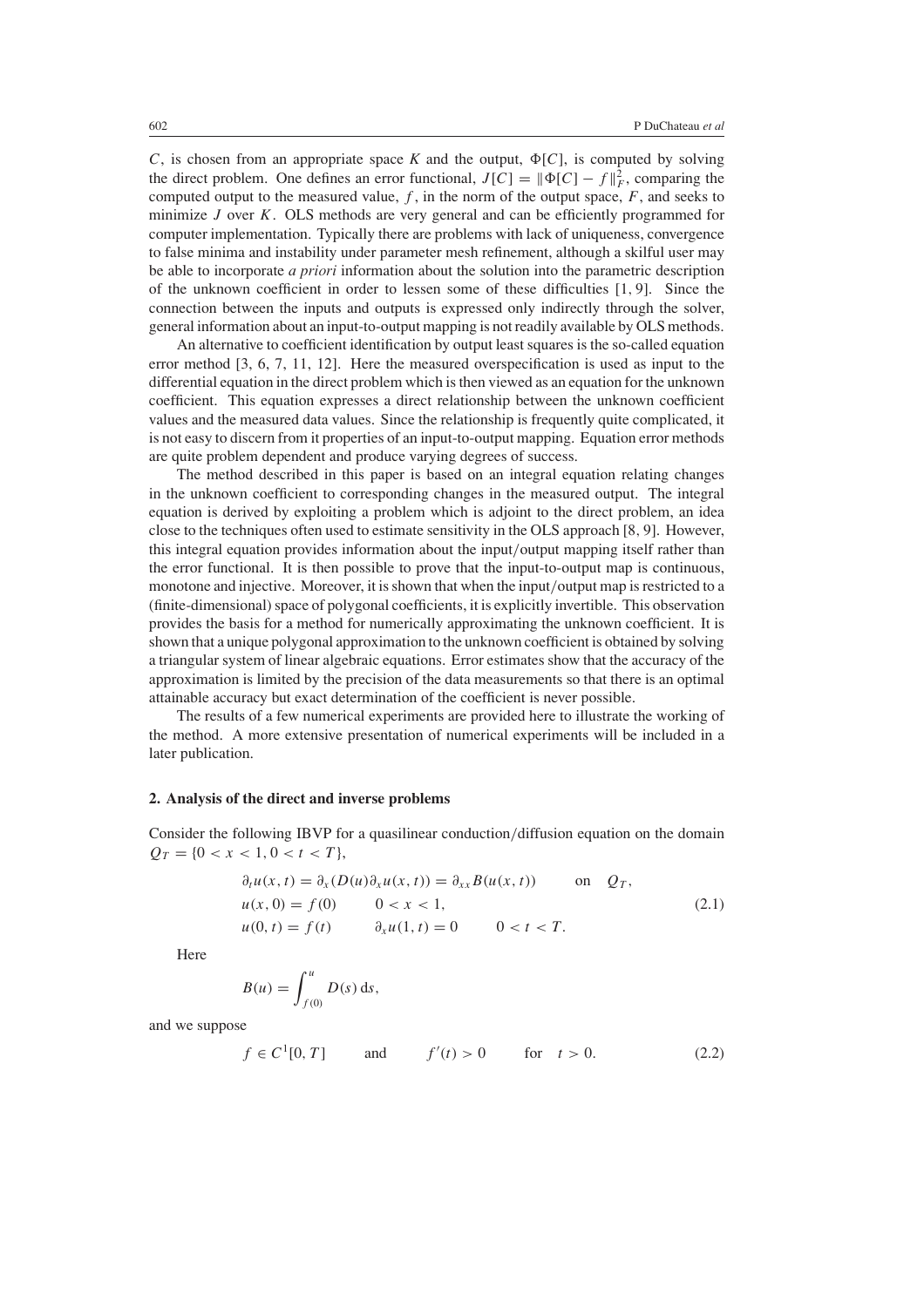$C$, is chosen from an appropriate space $K$ and the output, $\Phi[C]$, is computed by solving the direct problem. One defines an error functional, $J[C] = \|\Phi[C] - f\|_F^2$, comparing the computed output to the measured value, $f$, in the norm of the output space, $F$, and seeks to minimize $J$ over $K$. OLS methods are very general and can be efficiently programmed for computer implementation. Typically there are problems with lack of uniqueness, convergence to false minima and instability under parameter mesh refinement, although a skilful user may be able to incorporate *a priori* information about the solution into the parametric description of the unknown coefficient in order to lessen some of these difficulties [1, 9]. Since the connection between the inputs and outputs is expressed only indirectly through the solver, general information about an input-to-output mapping is not readily available by OLS methods.

An alternative to coefficient identification by output least squares is the so-called equation error method [3, 6, 7, 11, 12]. Here the measured overspecification is used as input to the differential equation in the direct problem which is then viewed as an equation for the unknown coefficient. This equation expresses a direct relationship between the unknown coefficient values and the measured data values. Since the relationship is frequently quite complicated, it is not easy to discern from it properties of an input-to-output mapping. Equation error methods are quite problem dependent and produce varying degrees of success.

The method described in this paper is based on an integral equation relating changes in the unknown coefficient to corresponding changes in the measured output. The integral equation is derived by exploiting a problem which is adjoint to the direct problem, an idea close to the techniques often used to estimate sensitivity in the OLS approach [8, 9]. However, this integral equation provides information about the input/output mapping itself rather than the error functional. It is then possible to prove that the input-to-output map is continuous, monotone and injective. Moreover, it is shown that when the input/output map is restricted to a (finite-dimensional) space of polygonal coefficients, it is explicitly invertible. This observation provides the basis for a method for numerically approximating the unknown coefficient. It is shown that a unique polygonal approximation to the unknown coefficient is obtained by solving a triangular system of linear algebraic equations. Error estimates show that the accuracy of the approximation is limited by the precision of the data measurements so that there is an optimal attainable accuracy but exact determination of the coefficient is never possible.

The results of a few numerical experiments are provided here to illustrate the working of the method. A more extensive presentation of numerical experiments will be included in a later publication.

## 2. Analysis of the direct and inverse problems

Consider the following IBVP for a quasilinear conduction/diffusion equation on the domain $Q_T = \{0 < x < 1, 0 < t < T\}$,

$$
\begin{aligned}
&\partial_t u(x,t) = \partial_x (D(u)\partial_x u(x,t)) = \partial_{xx} B(u(x,t)) \qquad \text{on} \quad Q_T, \\
&u(x,0) = f(0) \qquad 0 < x < 1, \\
&u(0,t) = f(t) \qquad \partial_x u(1,t) = 0 \qquad 0 < t < T.
\end{aligned}
\tag{2.1}
$$

Here

$$
B(u) = \int_{f(0)}^{u} D(s)\,\mathrm{d}s,
$$

and we suppose

$$
f \in C^1[0,T] \qquad \text{and} \qquad f'(t) > 0 \qquad \text{for} \quad t > 0. \tag{2.2}
$$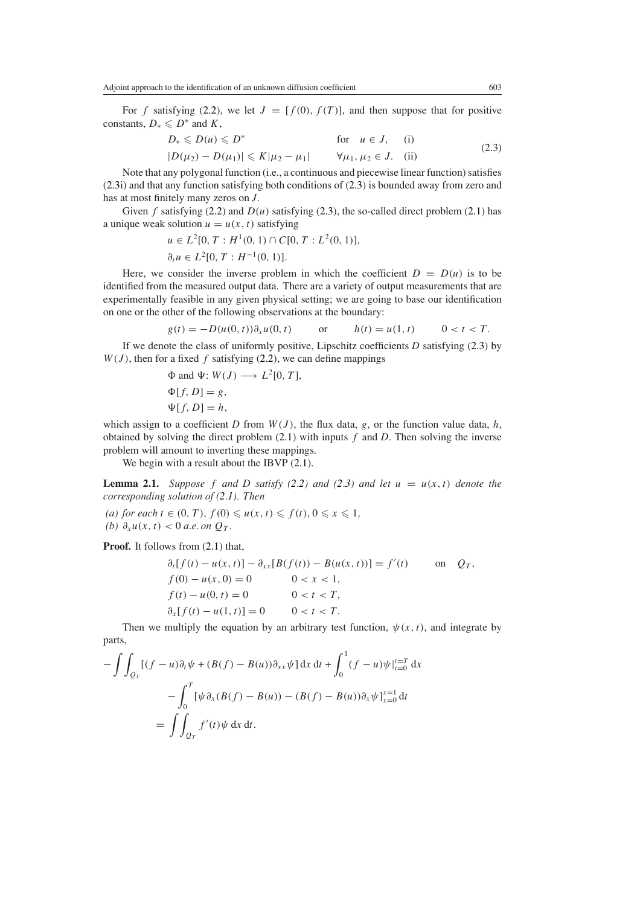For $f$ satisfying (2.2), we let $J = [f(0), f(T)]$, and then suppose that for positive constants, $D_* \leqslant D^*$ and $K$,

$$
\begin{aligned}
&D_* \leqslant D(u) \leqslant D^* && \text{for} \quad u \in J, \quad \text{(i)} \\
&|D(\mu_2) - D(\mu_1)| \leqslant K|\mu_2 - \mu_1| && \forall \mu_1, \mu_2 \in J. \quad \text{(ii)}
\end{aligned}
\tag{2.3}
$$

Note that any polygonal function (i.e., a continuous and piecewise linear function) satisfies (2.3i) and that any function satisfying both conditions of (2.3) is bounded away from zero and has at most finitely many zeros on $J$.

Given $f$ satisfying (2.2) and $D(u)$ satisfying (2.3), the so-called direct problem (2.1) has a unique weak solution $u = u(x, t)$ satisfying

$$
\begin{aligned}
&u \in L^2[0, T : H^1(0, 1) \cap C[0, T : L^2(0, 1)], \\
&\partial_t u \in L^2[0, T : H^{-1}(0, 1)].
\end{aligned}
$$

Here, we consider the inverse problem in which the coefficient $D = D(u)$ is to be identified from the measured output data. There are a variety of output measurements that are experimentally feasible in any given physical setting; we are going to base our identification on one or the other of the following observations at the boundary:

$$
g(t) = -D(u(0, t))\partial_x u(0, t) \qquad \text{or} \qquad h(t) = u(1, t) \qquad 0 < t < T.
$$

If we denote the class of uniformly positive, Lipschitz coefficients $D$ satisfying (2.3) by $W(J)$, then for a fixed $f$ satisfying (2.2), we can define mappings

$$
\begin{aligned}
&\Phi \text{ and } \Psi\colon W(J) \longrightarrow L^2[0, T], \\
&\Phi[f, D] = g, \\
&\Psi[f, D] = h,
\end{aligned}
$$

which assign to a coefficient $D$ from $W(J)$, the flux data, $g$, or the function value data, $h$, obtained by solving the direct problem (2.1) with inputs $f$ and $D$. Then solving the inverse problem will amount to inverting these mappings.

We begin with a result about the IBVP (2.1).

**Lemma 2.1.** *Suppose $f$ and $D$ satisfy (2.2) and (2.3) and let $u = u(x, t)$ denote the corresponding solution of (2.1). Then*

*(a) for each $t \in (0, T)$, $f(0) \leqslant u(x, t) \leqslant f(t)$, $0 \leqslant x \leqslant 1$,*
*(b) $\partial_x u(x, t) < 0$ a.e. on $Q_T$.*

**Proof.** It follows from (2.1) that,

$$
\begin{aligned}
&\partial_t[f(t) - u(x, t)] - \partial_{xx}[B(f(t)) - B(u(x, t))] = f'(t) && \text{on} \quad Q_T, \\
&f(0) - u(x, 0) = 0 && 0 < x < 1, \\
&f(t) - u(0, t) = 0 && 0 < t < T, \\
&\partial_x[f(t) - u(1, t)] = 0 && 0 < t < T.
\end{aligned}
$$

Then we multiply the equation by an arbitrary test function, $\psi(x, t)$, and integrate by parts,

$$
\begin{aligned}
-\iint_{Q_T} [(f - u)\partial_t \psi + (B(f) - B(u))\partial_{xx}\psi]\,\mathrm{d}x\,\mathrm{d}t + \int_0^1 (f - u)\psi|_{t=0}^{t=T}\,\mathrm{d}x \\
- \int_0^T [\psi\,\partial_x(B(f) - B(u)) - (B(f) - B(u))\partial_x\psi]_{x=0}^{x=1}\,\mathrm{d}t \\
= \iint_{Q_T} f'(t)\psi\,\mathrm{d}x\,\mathrm{d}t.
\end{aligned}
$$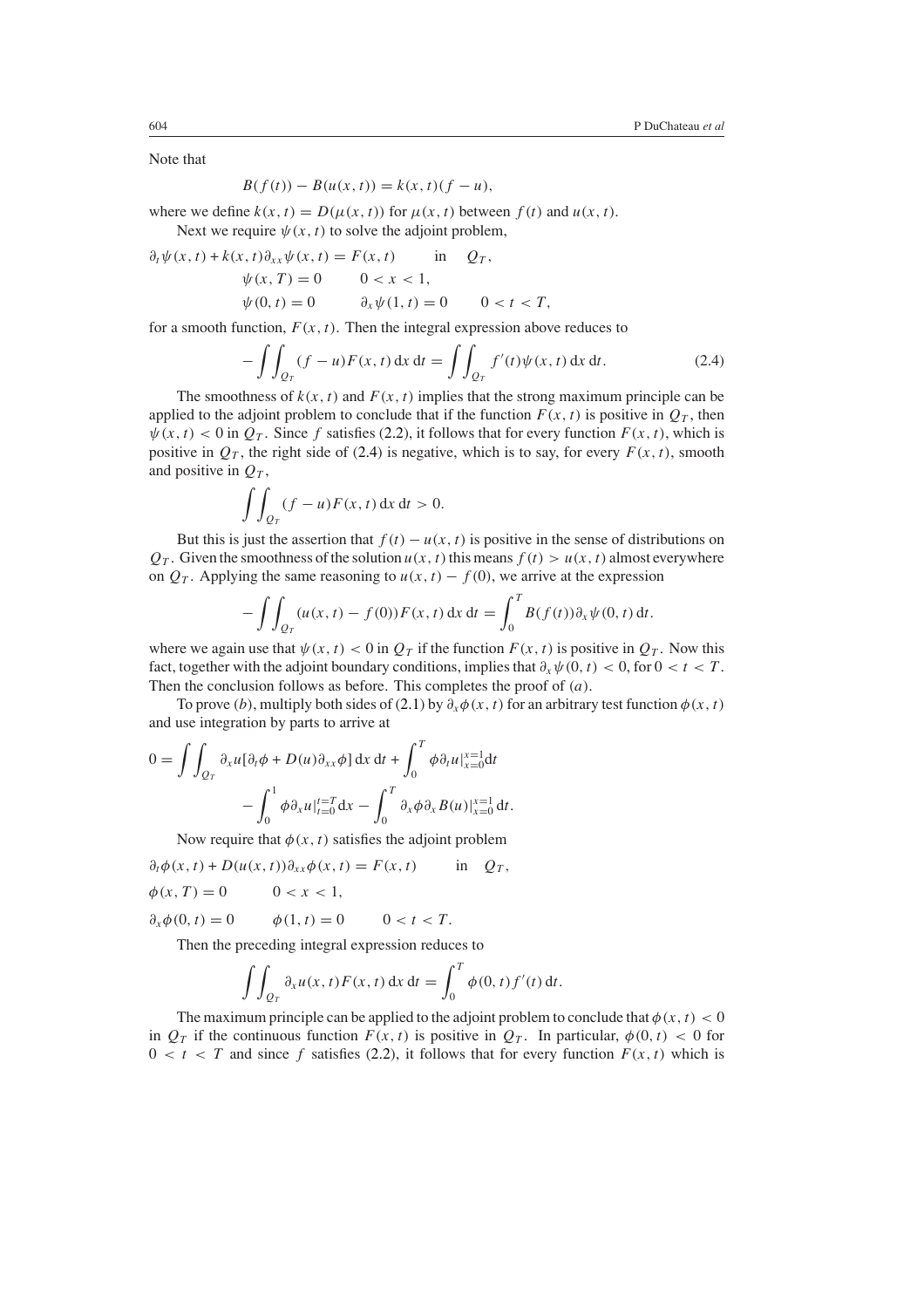Note that

$$B(f(t)) - B(u(x,t)) = k(x,t)(f-u),$$

where we define $k(x,t) = D(\mu(x,t))$ for $\mu(x,t)$ between $f(t)$ and $u(x,t)$.

Next we require $\psi(x,t)$ to solve the adjoint problem,

$$\begin{aligned}
&\partial_t \psi(x,t) + k(x,t)\partial_{xx}\psi(x,t) = F(x,t) \qquad \text{in} \quad Q_T,\\
&\psi(x,T) = 0 \qquad 0 < x < 1,\\
&\psi(0,t) = 0 \qquad \partial_x \psi(1,t) = 0 \qquad 0 < t < T,
\end{aligned}$$

for a smooth function, $F(x,t)$. Then the integral expression above reduces to

$$-\int\int_{Q_T} (f-u)F(x,t)\,\mathrm{d}x\,\mathrm{d}t = \int\int_{Q_T} f'(t)\psi(x,t)\,\mathrm{d}x\,\mathrm{d}t. \tag{2.4}$$

The smoothness of $k(x,t)$ and $F(x,t)$ implies that the strong maximum principle can be applied to the adjoint problem to conclude that if the function $F(x,t)$ is positive in $Q_T$, then $\psi(x,t) < 0$ in $Q_T$. Since $f$ satisfies (2.2), it follows that for every function $F(x,t)$, which is positive in $Q_T$, the right side of (2.4) is negative, which is to say, for every $F(x,t)$, smooth and positive in $Q_T$,

$$\int\int_{Q_T} (f-u)F(x,t)\,\mathrm{d}x\,\mathrm{d}t > 0.$$

But this is just the assertion that $f(t) - u(x,t)$ is positive in the sense of distributions on $Q_T$. Given the smoothness of the solution $u(x,t)$ this means $f(t) > u(x,t)$ almost everywhere on $Q_T$. Applying the same reasoning to $u(x,t) - f(0)$, we arrive at the expression

$$-\int\int_{Q_T} (u(x,t) - f(0))F(x,t)\,\mathrm{d}x\,\mathrm{d}t = \int_0^T B(f(t))\partial_x\psi(0,t)\,\mathrm{d}t.$$

where we again use that $\psi(x,t) < 0$ in $Q_T$ if the function $F(x,t)$ is positive in $Q_T$. Now this fact, together with the adjoint boundary conditions, implies that $\partial_x\psi(0,t) < 0$, for $0 < t < T$. Then the conclusion follows as before. This completes the proof of $(a)$.

To prove $(b)$, multiply both sides of (2.1) by $\partial_x\phi(x,t)$ for an arbitrary test function $\phi(x,t)$ and use integration by parts to arrive at

$$\begin{aligned}
0 = \int\int_{Q_T} \partial_x u[\partial_t\phi + D(u)\partial_{xx}\phi]\,\mathrm{d}x\,\mathrm{d}t + \int_0^T \phi\partial_t u|_{x=0}^{x=1}\mathrm{d}t\\
- \int_0^1 \phi\partial_x u|_{t=0}^{t=T}\mathrm{d}x - \int_0^T \partial_x\phi\partial_x B(u)|_{x=0}^{x=1}\,\mathrm{d}t.
\end{aligned}$$

Now require that $\phi(x,t)$ satisfies the adjoint problem

$$\begin{aligned}
&\partial_t\phi(x,t) + D(u(x,t))\partial_{xx}\phi(x,t) = F(x,t) \qquad \text{in} \quad Q_T,\\
&\phi(x,T) = 0 \qquad 0 < x < 1,\\
&\partial_x\phi(0,t) = 0 \qquad \phi(1,t) = 0 \qquad 0 < t < T.
\end{aligned}$$

Then the preceding integral expression reduces to

$$\int\int_{Q_T} \partial_x u(x,t)F(x,t)\,\mathrm{d}x\,\mathrm{d}t = \int_0^T \phi(0,t)f'(t)\,\mathrm{d}t.$$

The maximum principle can be applied to the adjoint problem to conclude that $\phi(x,t) < 0$ in $Q_T$ if the continuous function $F(x,t)$ is positive in $Q_T$. In particular, $\phi(0,t) < 0$ for $0 < t < T$ and since $f$ satisfies (2.2), it follows that for every function $F(x,t)$ which is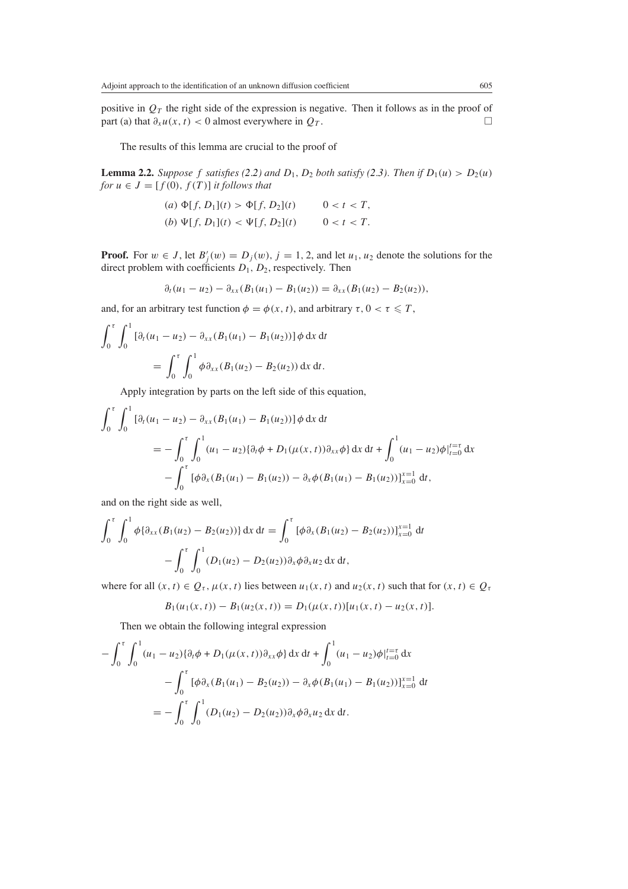positive in $Q_T$ the right side of the expression is negative. Then it follows as in the proof of part (a) that $\partial_x u(x, t) < 0$ almost everywhere in $Q_T$. □

The results of this lemma are crucial to the proof of

**Lemma 2.2.** *Suppose $f$ satisfies (2.2) and $D_1$, $D_2$ both satisfy (2.3). Then if $D_1(u) > D_2(u)$ for $u \in J = [f(0), f(T)]$ it follows that*

$$(a)\ \Phi[f, D_1](t) > \Phi[f, D_2](t) \qquad 0 < t < T,$$
$$(b)\ \Psi[f, D_1](t) < \Psi[f, D_2](t) \qquad 0 < t < T.$$

**Proof.** For $w \in J$, let $B_j'(w) = D_j(w)$, $j = 1, 2$, and let $u_1, u_2$ denote the solutions for the direct problem with coefficients $D_1$, $D_2$, respectively. Then

$$\partial_t(u_1 - u_2) - \partial_{xx}(B_1(u_1) - B_1(u_2)) = \partial_{xx}(B_1(u_2) - B_2(u_2)),$$

and, for an arbitrary test function $\phi = \phi(x, t)$, and arbitrary $\tau$, $0 < \tau \leqslant T$,

$$\int_0^\tau \int_0^1 [\partial_t(u_1 - u_2) - \partial_{xx}(B_1(u_1) - B_1(u_2))]\,\phi\,\mathrm{d}x\,\mathrm{d}t = \int_0^\tau \int_0^1 \phi\,\partial_{xx}(B_1(u_2) - B_2(u_2))\,\mathrm{d}x\,\mathrm{d}t.$$

Apply integration by parts on the left side of this equation,

$$\begin{aligned}
\int_0^\tau \int_0^1 [\partial_t(u_1 - u_2) - \partial_{xx}(B_1(u_1) - B_1(u_2))]\,\phi\,\mathrm{d}x\,\mathrm{d}t
&= -\int_0^\tau \int_0^1 (u_1 - u_2)\{\partial_t\phi + D_1(\mu(x,t))\partial_{xx}\phi\}\,\mathrm{d}x\,\mathrm{d}t + \int_0^1 (u_1 - u_2)\phi|_{t=0}^{t=\tau}\,\mathrm{d}x \\
&\quad - \int_0^\tau [\phi\,\partial_x(B_1(u_1) - B_1(u_2)) - \partial_x\phi(B_1(u_1) - B_1(u_2))]_{x=0}^{x=1}\,\mathrm{d}t,
\end{aligned}$$

and on the right side as well,

$$\begin{aligned}
\int_0^\tau \int_0^1 \phi\{\partial_{xx}(B_1(u_2) - B_2(u_2))\}\,\mathrm{d}x\,\mathrm{d}t &= \int_0^\tau [\phi\,\partial_x(B_1(u_2) - B_2(u_2))]_{x=0}^{x=1}\,\mathrm{d}t \\
&\quad - \int_0^\tau \int_0^1 (D_1(u_2) - D_2(u_2))\partial_x\phi\,\partial_x u_2\,\mathrm{d}x\,\mathrm{d}t,
\end{aligned}$$

where for all $(x, t) \in Q_\tau$, $\mu(x, t)$ lies between $u_1(x, t)$ and $u_2(x, t)$ such that for $(x, t) \in Q_\tau$

$$B_1(u_1(x, t)) - B_1(u_2(x, t)) = D_1(\mu(x, t))[u_1(x, t) - u_2(x, t)].$$

Then we obtain the following integral expression

$$\begin{aligned}
-\int_0^\tau \int_0^1 (u_1 - u_2)\{\partial_t\phi + D_1(\mu(x,t))\partial_{xx}\phi\}\,\mathrm{d}x\,\mathrm{d}t + \int_0^1 (u_1 - u_2)\phi|_{t=0}^{t=\tau}\,\mathrm{d}x \\
- \int_0^\tau [\phi\,\partial_x(B_1(u_1) - B_2(u_2)) - \partial_x\phi(B_1(u_1) - B_1(u_2))]_{x=0}^{x=1}\,\mathrm{d}t \\
= -\int_0^\tau \int_0^1 (D_1(u_2) - D_2(u_2))\partial_x\phi\,\partial_x u_2\,\mathrm{d}x\,\mathrm{d}t.
\end{aligned}$$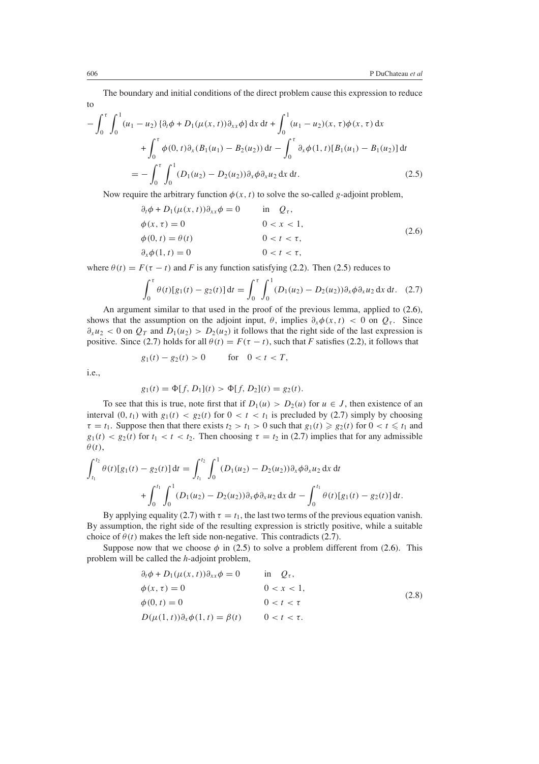The boundary and initial conditions of the direct problem cause this expression to reduce to

$$
\begin{aligned}
-\int_0^\tau \int_0^1 (u_1 - u_2)\{\partial_t \phi + D_1(\mu(x,t))\partial_{xx}\phi\}\,\mathrm{d}x\,\mathrm{d}t + \int_0^1 (u_1 - u_2)(x,\tau)\phi(x,\tau)\,\mathrm{d}x \\
+ \int_0^\tau \phi(0,t)\partial_x(B_1(u_1) - B_2(u_2))\,\mathrm{d}t - \int_0^\tau \partial_x\phi(1,t)[B_1(u_1) - B_1(u_2)]\,\mathrm{d}t \\
= -\int_0^\tau \int_0^1 (D_1(u_2) - D_2(u_2))\partial_x\phi\,\partial_x u_2\,\mathrm{d}x\,\mathrm{d}t. \qquad (2.5)
\end{aligned}
$$

Now require the arbitrary function $\phi(x,t)$ to solve the so-called $g$-adjoint problem,

$$
\begin{aligned}
&\partial_t\phi + D_1(\mu(x,t))\partial_{xx}\phi = 0 && \text{in} \quad Q_\tau, \\
&\phi(x,\tau) = 0 && 0 < x < 1, \\
&\phi(0,t) = \theta(t) && 0 < t < \tau, \\
&\partial_x\phi(1,t) = 0 && 0 < t < \tau,
\end{aligned}
\qquad (2.6)
$$

where $\theta(t) = F(\tau - t)$ and $F$ is any function satisfying (2.2). Then (2.5) reduces to

$$
\int_0^\tau \theta(t)[g_1(t) - g_2(t)]\,\mathrm{d}t = \int_0^\tau \int_0^1 (D_1(u_2) - D_2(u_2))\partial_x\phi\,\partial_x u_2\,\mathrm{d}x\,\mathrm{d}t. \qquad (2.7)
$$

An argument similar to that used in the proof of the previous lemma, applied to (2.6), shows that the assumption on the adjoint input, $\theta$, implies $\partial_x\phi(x,t) < 0$ on $Q_\tau$. Since $\partial_x u_2 < 0$ on $Q_T$ and $D_1(u_2) > D_2(u_2)$ it follows that the right side of the last expression is positive. Since (2.7) holds for all $\theta(t) = F(\tau - t)$, such that $F$ satisfies (2.2), it follows that

$$
g_1(t) - g_2(t) > 0 \qquad \text{for} \quad 0 < t < T,
$$

i.e.,

$$
g_1(t) = \Phi[f, D_1](t) > \Phi[f, D_2](t) = g_2(t).
$$

To see that this is true, note first that if $D_1(u) > D_2(u)$ for $u \in J$, then existence of an interval $(0, t_1)$ with $g_1(t) < g_2(t)$ for $0 < t < t_1$ is precluded by (2.7) simply by choosing $\tau = t_1$. Suppose then that there exists $t_2 > t_1 > 0$ such that $g_1(t) \geqslant g_2(t)$ for $0 < t \leqslant t_1$ and $g_1(t) < g_2(t)$ for $t_1 < t < t_2$. Then choosing $\tau = t_2$ in (2.7) implies that for any admissible $\theta(t)$,

$$
\begin{aligned}
\int_{t_1}^{t_2} \theta(t)[g_1(t) - g_2(t)]\,\mathrm{d}t = \int_{t_1}^{t_2} \int_0^1 (D_1(u_2) - D_2(u_2))\partial_x\phi\,\partial_x u_2\,\mathrm{d}x\,\mathrm{d}t \\
+ \int_0^{t_1} \int_0^1 (D_1(u_2) - D_2(u_2))\partial_x\phi\,\partial_x u_2\,\mathrm{d}x\,\mathrm{d}t - \int_0^{t_1} \theta(t)[g_1(t) - g_2(t)]\,\mathrm{d}t.
\end{aligned}
$$

By applying equality (2.7) with $\tau = t_1$, the last two terms of the previous equation vanish. By assumption, the right side of the resulting expression is strictly positive, while a suitable choice of $\theta(t)$ makes the left side non-negative. This contradicts (2.7).

Suppose now that we choose $\phi$ in (2.5) to solve a problem different from (2.6). This problem will be called the $h$-adjoint problem,

$$
\begin{aligned}
&\partial_t\phi + D_1(\mu(x,t))\partial_{xx}\phi = 0 && \text{in} \quad Q_\tau, \\
&\phi(x,\tau) = 0 && 0 < x < 1, \\
&\phi(0,t) = 0 && 0 < t < \tau \\
&D(\mu(1,t))\partial_x\phi(1,t) = \beta(t) && 0 < t < \tau.
\end{aligned}
\qquad (2.8)
$$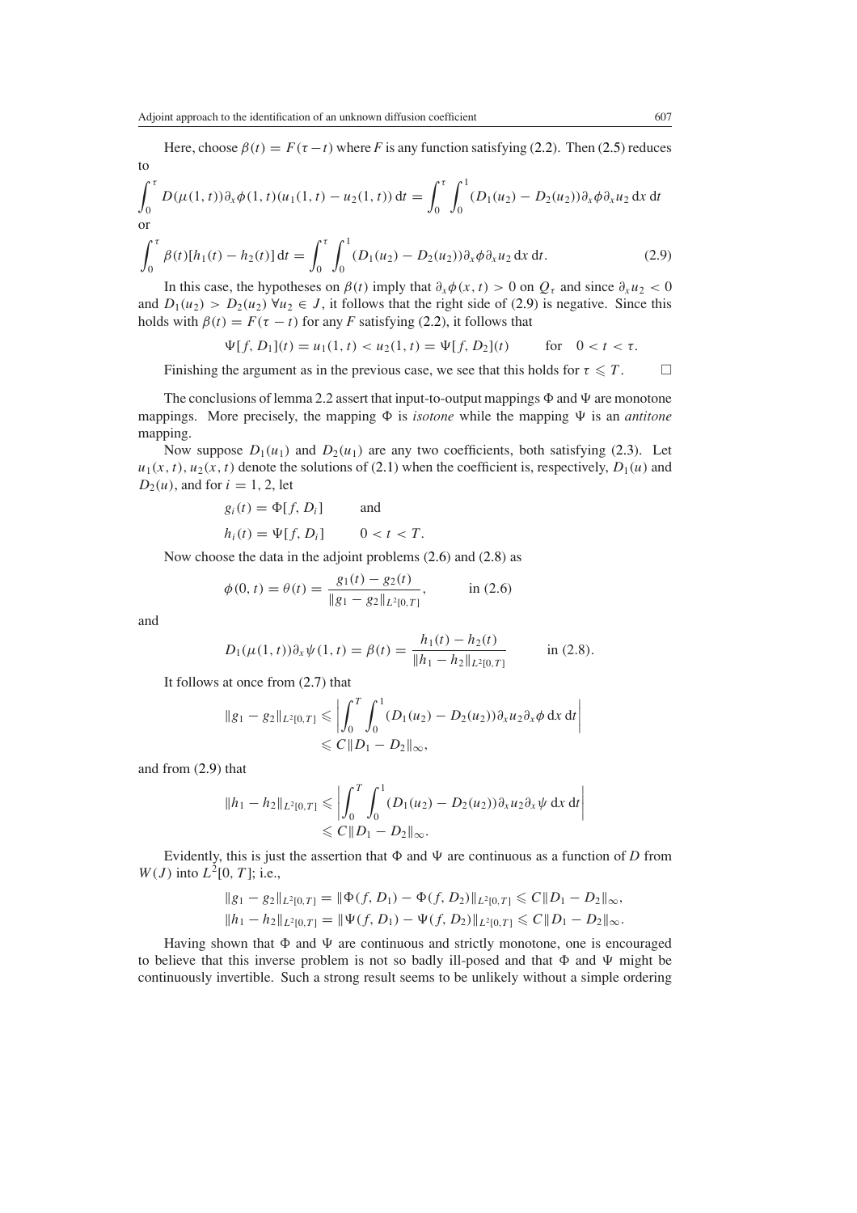Here, choose $\beta(t) = F(\tau - t)$ where $F$ is any function satisfying (2.2). Then (2.5) reduces to

$$\int_0^\tau D(\mu(1,t))\partial_x \phi(1,t)(u_1(1,t) - u_2(1,t))\,\mathrm{d}t = \int_0^\tau \int_0^1 (D_1(u_2) - D_2(u_2))\partial_x \phi \partial_x u_2 \,\mathrm{d}x\,\mathrm{d}t$$

or

$$\int_0^\tau \beta(t)[h_1(t) - h_2(t)]\,\mathrm{d}t = \int_0^\tau \int_0^1 (D_1(u_2) - D_2(u_2))\partial_x \phi \partial_x u_2 \,\mathrm{d}x\,\mathrm{d}t. \tag{2.9}$$

In this case, the hypotheses on $\beta(t)$ imply that $\partial_x \phi(x,t) > 0$ on $Q_\tau$ and since $\partial_x u_2 < 0$ and $D_1(u_2) > D_2(u_2)$ $\forall u_2 \in J$, it follows that the right side of (2.9) is negative. Since this holds with $\beta(t) = F(\tau - t)$ for any $F$ satisfying (2.2), it follows that

$$\Psi[f, D_1](t) = u_1(1,t) < u_2(1,t) = \Psi[f, D_2](t) \qquad \text{for} \quad 0 < t < \tau.$$

Finishing the argument as in the previous case, we see that this holds for $\tau \leqslant T$. $\square$

The conclusions of lemma 2.2 assert that input-to-output mappings $\Phi$ and $\Psi$ are monotone mappings. More precisely, the mapping $\Phi$ is *isotone* while the mapping $\Psi$ is an *antitone* mapping.

Now suppose $D_1(u_1)$ and $D_2(u_1)$ are any two coefficients, both satisfying (2.3). Let $u_1(x,t), u_2(x,t)$ denote the solutions of (2.1) when the coefficient is, respectively, $D_1(u)$ and $D_2(u)$, and for $i = 1, 2$, let

$$g_i(t) = \Phi[f, D_i] \qquad \text{and}$$

$$h_i(t) = \Psi[f, D_i] \qquad 0 < t < T.$$

Now choose the data in the adjoint problems (2.6) and (2.8) as

$$\phi(0,t) = \theta(t) = \frac{g_1(t) - g_2(t)}{\|g_1 - g_2\|_{L^2[0,T]}}, \qquad \text{in (2.6)}$$

and

$$D_1(\mu(1,t))\partial_x \psi(1,t) = \beta(t) = \frac{h_1(t) - h_2(t)}{\|h_1 - h_2\|_{L^2[0,T]}} \qquad \text{in (2.8).}$$

It follows at once from (2.7) that

$$\begin{aligned}\|g_1 - g_2\|_{L^2[0,T]} &\leqslant \left| \int_0^T \int_0^1 (D_1(u_2) - D_2(u_2))\partial_x u_2 \partial_x \phi \,\mathrm{d}x\,\mathrm{d}t \right| \\ &\leqslant C\|D_1 - D_2\|_\infty,\end{aligned}$$

and from (2.9) that

$$\begin{aligned}\|h_1 - h_2\|_{L^2[0,T]} &\leqslant \left| \int_0^T \int_0^1 (D_1(u_2) - D_2(u_2))\partial_x u_2 \partial_x \psi \,\mathrm{d}x\,\mathrm{d}t \right| \\ &\leqslant C\|D_1 - D_2\|_\infty.\end{aligned}$$

Evidently, this is just the assertion that $\Phi$ and $\Psi$ are continuous as a function of $D$ from $W(J)$ into $L^2[0,T]$; i.e.,

$$\|g_1 - g_2\|_{L^2[0,T]} = \|\Phi(f, D_1) - \Phi(f, D_2)\|_{L^2[0,T]} \leqslant C\|D_1 - D_2\|_\infty,$$
$$\|h_1 - h_2\|_{L^2[0,T]} = \|\Psi(f, D_1) - \Psi(f, D_2)\|_{L^2[0,T]} \leqslant C\|D_1 - D_2\|_\infty.$$

Having shown that $\Phi$ and $\Psi$ are continuous and strictly monotone, one is encouraged to believe that this inverse problem is not so badly ill-posed and that $\Phi$ and $\Psi$ might be continuously invertible. Such a strong result seems to be unlikely without a simple ordering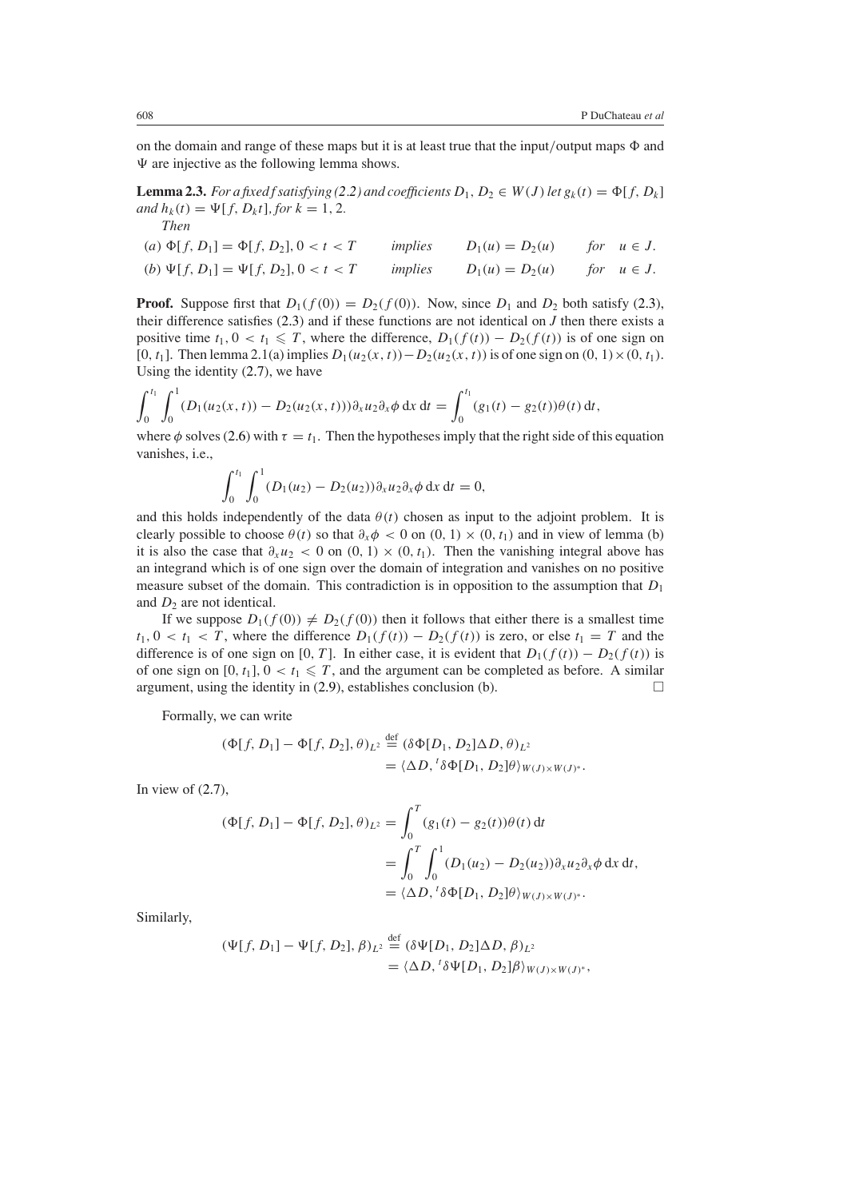on the domain and range of these maps but it is at least true that the input/output maps $\Phi$ and $\Psi$ are injective as the following lemma shows.

**Lemma 2.3.** *For a fixed f satisfying (2.2) and coefficients $D_1, D_2 \in W(J)$ let $g_k(t) = \Phi[f, D_k]$ and $h_k(t) = \Psi[f, D_k t]$, for $k = 1, 2$.*

*Then*

(*a*) $\Phi[f, D_1] = \Phi[f, D_2], 0 < t < T$ *implies* $D_1(u) = D_2(u)$ *for* $u \in J$.

(*b*) $\Psi[f, D_1] = \Psi[f, D_2], 0 < t < T$ *implies* $D_1(u) = D_2(u)$ *for* $u \in J$.

**Proof.** Suppose first that $D_1(f(0)) = D_2(f(0))$. Now, since $D_1$ and $D_2$ both satisfy (2.3), their difference satisfies (2.3) and if these functions are not identical on $J$ then there exists a positive time $t_1$, $0 < t_1 \leqslant T$, where the difference, $D_1(f(t)) - D_2(f(t))$ is of one sign on $[0, t_1]$. Then lemma 2.1(a) implies $D_1(u_2(x, t)) - D_2(u_2(x, t))$ is of one sign on $(0, 1) \times (0, t_1)$. Using the identity (2.7), we have

$$\int_0^{t_1} \int_0^1 (D_1(u_2(x, t)) - D_2(u_2(x, t)))\partial_x u_2 \partial_x \phi \, \mathrm{d}x \, \mathrm{d}t = \int_0^{t_1} (g_1(t) - g_2(t))\theta(t) \, \mathrm{d}t,$$

where $\phi$ solves (2.6) with $\tau = t_1$. Then the hypotheses imply that the right side of this equation vanishes, i.e.,

$$\int_0^{t_1} \int_0^1 (D_1(u_2) - D_2(u_2))\partial_x u_2 \partial_x \phi \, \mathrm{d}x \, \mathrm{d}t = 0,$$

and this holds independently of the data $\theta(t)$ chosen as input to the adjoint problem. It is clearly possible to choose $\theta(t)$ so that $\partial_x \phi < 0$ on $(0, 1) \times (0, t_1)$ and in view of lemma (b) it is also the case that $\partial_x u_2 < 0$ on $(0, 1) \times (0, t_1)$. Then the vanishing integral above has an integrand which is of one sign over the domain of integration and vanishes on no positive measure subset of the domain. This contradiction is in opposition to the assumption that $D_1$ and $D_2$ are not identical.

If we suppose $D_1(f(0)) \neq D_2(f(0))$ then it follows that either there is a smallest time $t_1$, $0 < t_1 < T$, where the difference $D_1(f(t)) - D_2(f(t))$ is zero, or else $t_1 = T$ and the difference is of one sign on $[0, T]$. In either case, it is evident that $D_1(f(t)) - D_2(f(t))$ is of one sign on $[0, t_1]$, $0 < t_1 \leqslant T$, and the argument can be completed as before. A similar argument, using the identity in (2.9), establishes conclusion (b). $\square$

Formally, we can write

$$\begin{aligned}
(\Phi[f, D_1] - \Phi[f, D_2], \theta)_{L^2} &\stackrel{\text{def}}{=} (\delta\Phi[D_1, D_2]\Delta D, \theta)_{L^2} \\
&= \langle \Delta D, {}^t\delta\Phi[D_1, D_2]\theta \rangle_{W(J)\times W(J)^*}.
\end{aligned}$$

In view of (2.7),

$$\begin{aligned}
(\Phi[f, D_1] - \Phi[f, D_2], \theta)_{L^2} &= \int_0^T (g_1(t) - g_2(t))\theta(t) \, \mathrm{d}t \\
&= \int_0^T \int_0^1 (D_1(u_2) - D_2(u_2))\partial_x u_2 \partial_x \phi \, \mathrm{d}x \, \mathrm{d}t, \\
&= \langle \Delta D, {}^t\delta\Phi[D_1, D_2]\theta \rangle_{W(J)\times W(J)^*}.
\end{aligned}$$

Similarly,

$$\begin{aligned}
(\Psi[f, D_1] - \Psi[f, D_2], \beta)_{L^2} &\stackrel{\text{def}}{=} (\delta\Psi[D_1, D_2]\Delta D, \beta)_{L^2} \\
&= \langle \Delta D, {}^t\delta\Psi[D_1, D_2]\beta \rangle_{W(J)\times W(J)^*},
\end{aligned}$$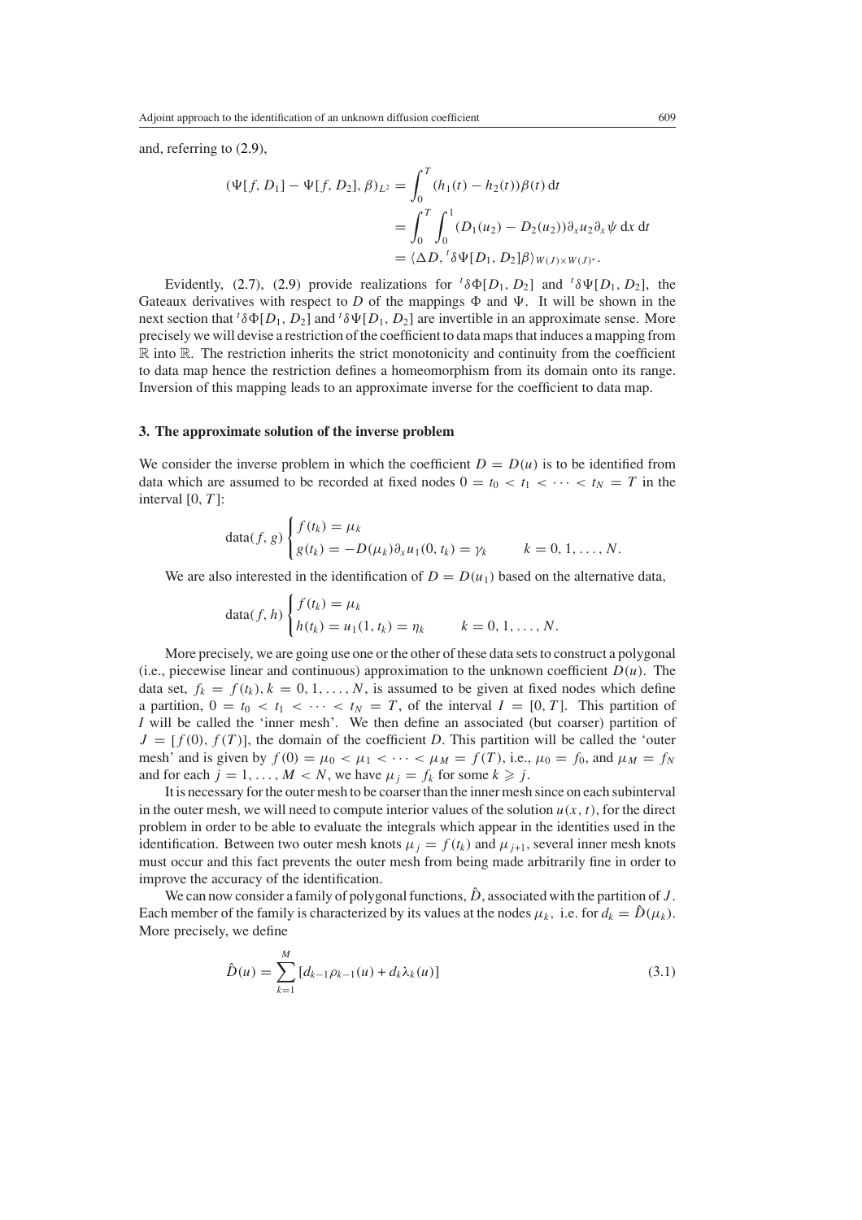and, referring to (2.9),

$$
\begin{aligned}
(\Psi[f, D_1] - \Psi[f, D_2], \beta)_{L^2} &= \int_0^T (h_1(t) - h_2(t))\beta(t)\, \mathrm{d}t \\
&= \int_0^T \int_0^1 (D_1(u_2) - D_2(u_2))\partial_x u_2 \partial_x \psi \, \mathrm{d}x \, \mathrm{d}t \\
&= \langle \Delta D, {}^t\delta\Psi[D_1, D_2]\beta \rangle_{W(J)\times W(J)^*}.
\end{aligned}
$$

Evidently, (2.7), (2.9) provide realizations for ${}^t\delta\Phi[D_1, D_2]$ and ${}^t\delta\Psi[D_1, D_2]$, the Gateaux derivatives with respect to $D$ of the mappings $\Phi$ and $\Psi$. It will be shown in the next section that ${}^t\delta\Phi[D_1, D_2]$ and ${}^t\delta\Psi[D_1, D_2]$ are invertible in an approximate sense. More precisely we will devise a restriction of the coefficient to data maps that induces a mapping from $\mathbb{R}$ into $\mathbb{R}$. The restriction inherits the strict monotonicity and continuity from the coefficient to data map hence the restriction defines a homeomorphism from its domain onto its range. Inversion of this mapping leads to an approximate inverse for the coefficient to data map.

## 3. The approximate solution of the inverse problem

We consider the inverse problem in which the coefficient $D = D(u)$ is to be identified from data which are assumed to be recorded at fixed nodes $0 = t_0 < t_1 < \cdots < t_N = T$ in the interval $[0, T]$:

$$
\mathrm{data}(f, g)
\begin{cases}
f(t_k) = \mu_k \\
g(t_k) = -D(\mu_k)\partial_x u_1(0, t_k) = \gamma_k \qquad k = 0, 1, \ldots, N.
\end{cases}
$$

We are also interested in the identification of $D = D(u_1)$ based on the alternative data,

$$
\mathrm{data}(f, h)
\begin{cases}
f(t_k) = \mu_k \\
h(t_k) = u_1(1, t_k) = \eta_k \qquad k = 0, 1, \ldots, N.
\end{cases}
$$

More precisely, we are going use one or the other of these data sets to construct a polygonal (i.e., piecewise linear and continuous) approximation to the unknown coefficient $D(u)$. The data set, $f_k = f(t_k), k = 0, 1, \ldots, N$, is assumed to be given at fixed nodes which define a partition, $0 = t_0 < t_1 < \cdots < t_N = T$, of the interval $I = [0, T]$. This partition of $I$ will be called the 'inner mesh'. We then define an associated (but coarser) partition of $J = [f(0), f(T)]$, the domain of the coefficient $D$. This partition will be called the 'outer mesh' and is given by $f(0) = \mu_0 < \mu_1 < \cdots < \mu_M = f(T)$, i.e., $\mu_0 = f_0$, and $\mu_M = f_N$ and for each $j = 1, \ldots, M < N$, we have $\mu_j = f_k$ for some $k \geqslant j$.

It is necessary for the outer mesh to be coarser than the inner mesh since on each subinterval in the outer mesh, we will need to compute interior values of the solution $u(x, t)$, for the direct problem in order to be able to evaluate the integrals which appear in the identities used in the identification. Between two outer mesh knots $\mu_j = f(t_k)$ and $\mu_{j+1}$, several inner mesh knots must occur and this fact prevents the outer mesh from being made arbitrarily fine in order to improve the accuracy of the identification.

We can now consider a family of polygonal functions, $\hat{D}$, associated with the partition of $J$. Each member of the family is characterized by its values at the nodes $\mu_k$, i.e. for $d_k = \hat{D}(\mu_k)$. More precisely, we define

$$
\hat{D}(u) = \sum_{k=1}^{M} [d_{k-1}\rho_{k-1}(u) + d_k\lambda_k(u)] \tag{3.1}
$$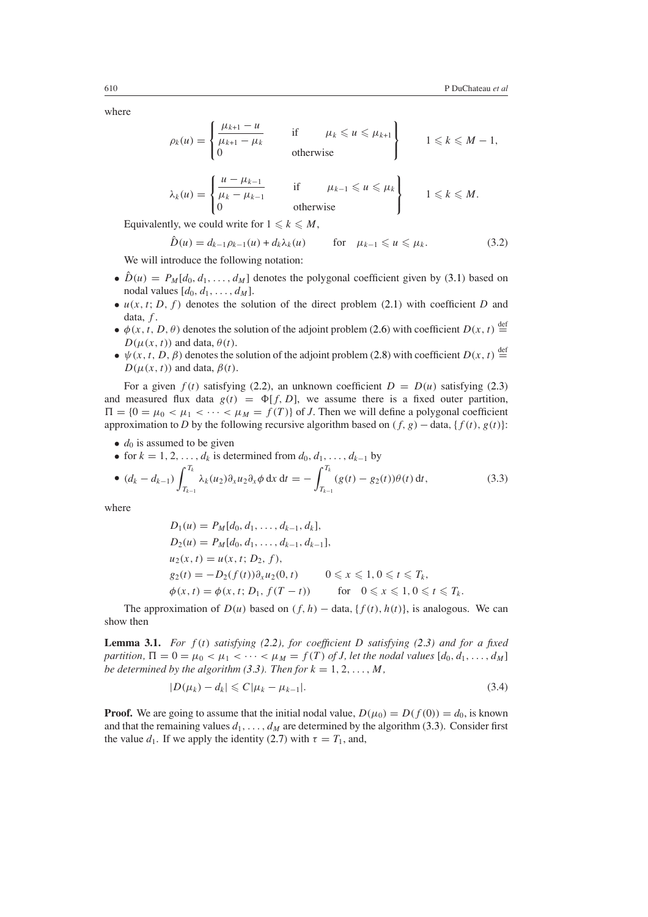where

$$\rho_k(u) = \begin{cases} \dfrac{\mu_{k+1} - u}{\mu_{k+1} - \mu_k} & \text{if} \quad \mu_k \leqslant u \leqslant \mu_{k+1} \\ 0 & \text{otherwise} \end{cases} \qquad 1 \leqslant k \leqslant M-1,$$

$$\lambda_k(u) = \begin{cases} \dfrac{u - \mu_{k-1}}{\mu_k - \mu_{k-1}} & \text{if} \quad \mu_{k-1} \leqslant u \leqslant \mu_k \\ 0 & \text{otherwise} \end{cases} \qquad 1 \leqslant k \leqslant M.$$

Equivalently, we could write for $1 \leqslant k \leqslant M$,

$$\hat{D}(u) = d_{k-1}\rho_{k-1}(u) + d_k\lambda_k(u) \qquad \text{for} \quad \mu_{k-1} \leqslant u \leqslant \mu_k. \tag{3.2}$$

We will introduce the following notation:

- $\hat{D}(u) = P_M[d_0, d_1, \ldots, d_M]$ denotes the polygonal coefficient given by (3.1) based on nodal values $[d_0, d_1, \ldots, d_M]$.
- $u(x, t; D, f)$ denotes the solution of the direct problem (2.1) with coefficient $D$ and data, $f$.
- $\phi(x, t, D, \theta)$ denotes the solution of the adjoint problem (2.6) with coefficient $D(x, t) \stackrel{\text{def}}{=} D(\mu(x, t))$ and data, $\theta(t)$.
- $\psi(x, t, D, \beta)$ denotes the solution of the adjoint problem (2.8) with coefficient $D(x, t) \stackrel{\text{def}}{=} D(\mu(x, t))$ and data, $\beta(t)$.

For a given $f(t)$ satisfying (2.2), an unknown coefficient $D = D(u)$ satisfying (2.3) and measured flux data $g(t) = \Phi[f, D]$, we assume there is a fixed outer partition, $\Pi = \{0 = \mu_0 < \mu_1 < \cdots < \mu_M = f(T)\}$ of $J$. Then we will define a polygonal coefficient approximation to $D$ by the following recursive algorithm based on $(f, g)$ − data, $\{f(t), g(t)\}$:

- $d_0$ is assumed to be given
- for $k = 1, 2, \ldots, d_k$ is determined from $d_0, d_1, \ldots, d_{k-1}$ by
- $$(d_k - d_{k-1}) \int_{T_{k-1}}^{T_k} \lambda_k(u_2)\partial_x u_2 \partial_x \phi \,\mathrm{d}x\,\mathrm{d}t = -\int_{T_{k-1}}^{T_k} (g(t) - g_2(t))\theta(t)\,\mathrm{d}t, \tag{3.3}$$

where

$$\begin{aligned}
&D_1(u) = P_M[d_0, d_1, \ldots, d_{k-1}, d_k],\\
&D_2(u) = P_M[d_0, d_1, \ldots, d_{k-1}, d_{k-1}],\\
&u_2(x, t) = u(x, t; D_2, f),\\
&g_2(t) = -D_2(f(t))\partial_x u_2(0, t) \qquad 0 \leqslant x \leqslant 1, 0 \leqslant t \leqslant T_k,\\
&\phi(x, t) = \phi(x, t; D_1, f(T - t)) \qquad \text{for} \quad 0 \leqslant x \leqslant 1, 0 \leqslant t \leqslant T_k.
\end{aligned}$$

The approximation of $D(u)$ based on $(f, h)$ − data, $\{f(t), h(t)\}$, is analogous. We can show then

**Lemma 3.1.** *For $f(t)$ satisfying (2.2), for coefficient $D$ satisfying (2.3) and for a fixed partition, $\Pi = 0 = \mu_0 < \mu_1 < \cdots < \mu_M = f(T)$ of $J$, let the nodal values $[d_0, d_1, \ldots, d_M]$ be determined by the algorithm (3.3). Then for $k = 1, 2, \ldots, M$,*

$$|D(\mu_k) - d_k| \leqslant C|\mu_k - \mu_{k-1}|. \tag{3.4}$$

**Proof.** We are going to assume that the initial nodal value, $D(\mu_0) = D(f(0)) = d_0$, is known and that the remaining values $d_1, \ldots, d_M$ are determined by the algorithm (3.3). Consider first the value $d_1$. If we apply the identity (2.7) with $\tau = T_1$, and,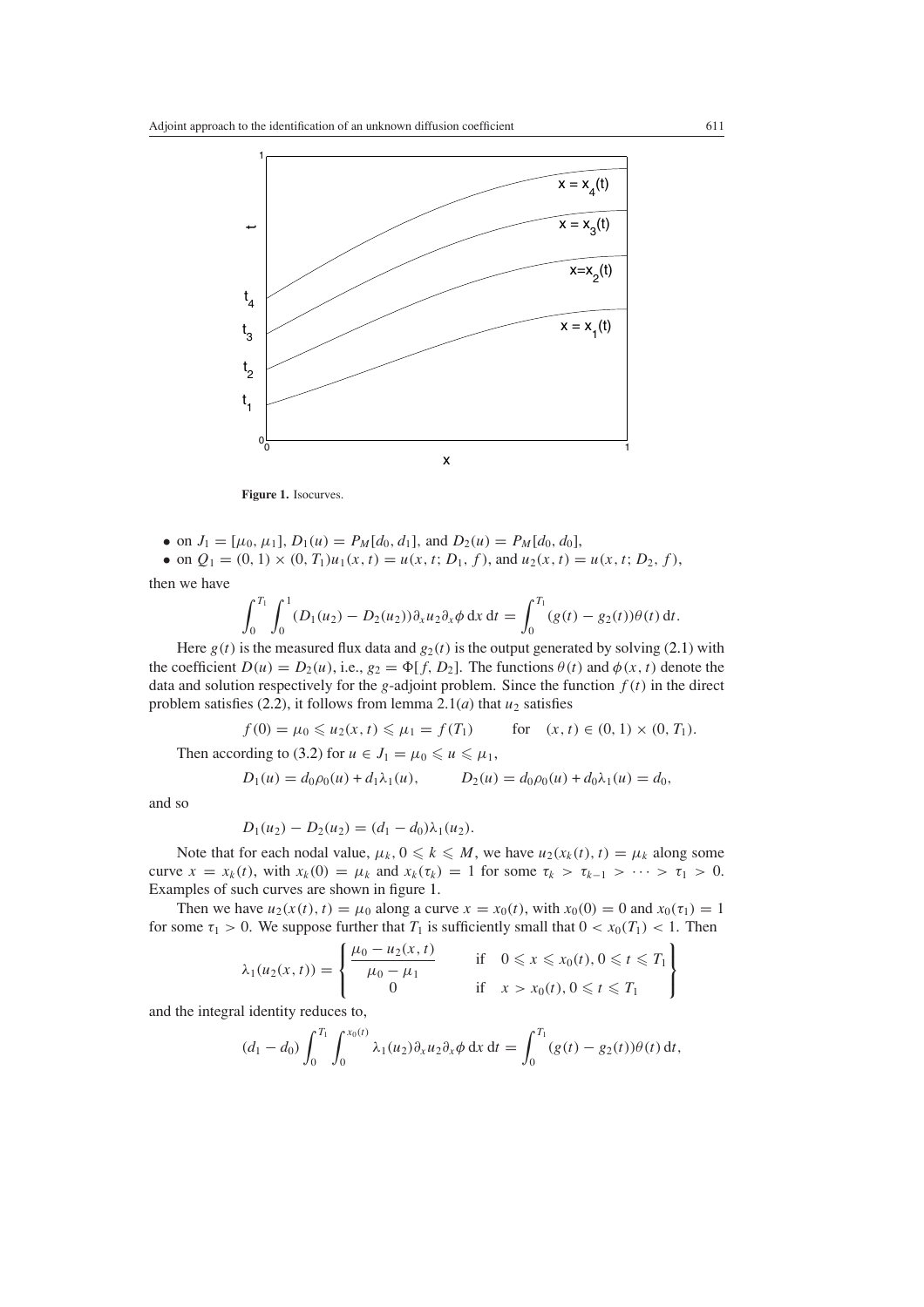Figure 1. Isocurves.

- on $J_1 = [\mu_0, \mu_1]$, $D_1(u) = P_M[d_0, d_1]$, and $D_2(u) = P_M[d_0, d_0]$,
- on $Q_1 = (0, 1) \times (0, T_1) u_1(x, t) = u(x, t; D_1, f)$, and $u_2(x, t) = u(x, t; D_2, f)$,

then we have

$$\int_0^{T_1} \int_0^1 (D_1(u_2) - D_2(u_2)) \partial_x u_2 \partial_x \phi \, \mathrm{d}x \, \mathrm{d}t = \int_0^{T_1} (g(t) - g_2(t)) \theta(t) \, \mathrm{d}t.$$

Here $g(t)$ is the measured flux data and $g_2(t)$ is the output generated by solving (2.1) with the coefficient $D(u) = D_2(u)$, i.e., $g_2 = \Phi[f, D_2]$. The functions $\theta(t)$ and $\phi(x, t)$ denote the data and solution respectively for the $g$-adjoint problem. Since the function $f(t)$ in the direct problem satisfies (2.2), it follows from lemma 2.1($a$) that $u_2$ satisfies

$$f(0) = \mu_0 \leqslant u_2(x, t) \leqslant \mu_1 = f(T_1) \qquad \text{for} \quad (x, t) \in (0, 1) \times (0, T_1).$$

Then according to (3.2) for $u \in J_1 = \mu_0 \leqslant u \leqslant \mu_1$,

$$D_1(u) = d_0 \rho_0(u) + d_1 \lambda_1(u), \qquad D_2(u) = d_0 \rho_0(u) + d_0 \lambda_1(u) = d_0,$$

and so

$$D_1(u_2) - D_2(u_2) = (d_1 - d_0) \lambda_1(u_2).$$

Note that for each nodal value, $\mu_k$, $0 \leqslant k \leqslant M$, we have $u_2(x_k(t), t) = \mu_k$ along some curve $x = x_k(t)$, with $x_k(0) = \mu_k$ and $x_k(\tau_k) = 1$ for some $\tau_k > \tau_{k-1} > \cdots > \tau_1 > 0$. Examples of such curves are shown in figure 1.

Then we have $u_2(x(t), t) = \mu_0$ along a curve $x = x_0(t)$, with $x_0(0) = 0$ and $x_0(\tau_1) = 1$ for some $\tau_1 > 0$. We suppose further that $T_1$ is sufficiently small that $0 < x_0(T_1) < 1$. Then

$$\lambda_1(u_2(x, t)) = \left\{ \begin{array}{ll} \dfrac{\mu_0 - u_2(x, t)}{\mu_0 - \mu_1} & \text{if} \quad 0 \leqslant x \leqslant x_0(t), 0 \leqslant t \leqslant T_1 \\ 0 & \text{if} \quad x > x_0(t), 0 \leqslant t \leqslant T_1 \end{array} \right\}$$

and the integral identity reduces to,

$$(d_1 - d_0) \int_0^{T_1} \int_0^{x_0(t)} \lambda_1(u_2) \partial_x u_2 \partial_x \phi \, \mathrm{d}x \, \mathrm{d}t = \int_0^{T_1} (g(t) - g_2(t)) \theta(t) \, \mathrm{d}t,$$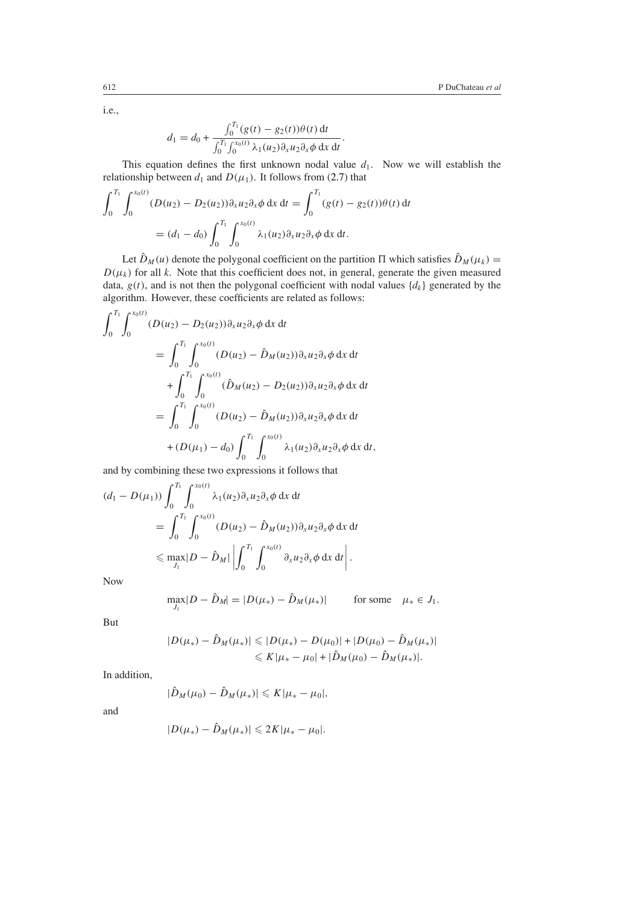i.e.,

$$d_1 = d_0 + \frac{\int_0^{T_1} (g(t) - g_2(t))\theta(t)\,\mathrm{d}t}{\int_0^{T_1}\int_0^{x_0(t)} \lambda_1(u_2)\partial_x u_2 \partial_x \phi\,\mathrm{d}x\,\mathrm{d}t}.$$

This equation defines the first unknown nodal value $d_1$. Now we will establish the relationship between $d_1$ and $D(\mu_1)$. It follows from (2.7) that

$$\int_0^{T_1}\int_0^{x_0(t)} (D(u_2) - D_2(u_2))\partial_x u_2 \partial_x \phi\,\mathrm{d}x\,\mathrm{d}t = \int_0^{T_1} (g(t) - g_2(t))\theta(t)\,\mathrm{d}t$$
$$= (d_1 - d_0)\int_0^{T_1}\int_0^{x_0(t)} \lambda_1(u_2)\partial_x u_2 \partial_x \phi\,\mathrm{d}x\,\mathrm{d}t.$$

Let $\hat{D}_M(u)$ denote the polygonal coefficient on the partition $\Pi$ which satisfies $\hat{D}_M(\mu_k) = D(\mu_k)$ for all $k$. Note that this coefficient does not, in general, generate the given measured data, $g(t)$, and is not then the polygonal coefficient with nodal values $\{d_k\}$ generated by the algorithm. However, these coefficients are related as follows:

$$\begin{aligned}
\int_0^{T_1}\int_0^{x_0(t)} &(D(u_2) - D_2(u_2))\partial_x u_2 \partial_x \phi\,\mathrm{d}x\,\mathrm{d}t \\
&= \int_0^{T_1}\int_0^{x_0(t)} (D(u_2) - \hat{D}_M(u_2))\partial_x u_2 \partial_x \phi\,\mathrm{d}x\,\mathrm{d}t \\
&\quad + \int_0^{T_1}\int_0^{x_0(t)} (\hat{D}_M(u_2) - D_2(u_2))\partial_x u_2 \partial_x \phi\,\mathrm{d}x\,\mathrm{d}t \\
&= \int_0^{T_1}\int_0^{x_0(t)} (D(u_2) - \hat{D}_M(u_2))\partial_x u_2 \partial_x \phi\,\mathrm{d}x\,\mathrm{d}t \\
&\quad + (D(\mu_1) - d_0)\int_0^{T_1}\int_0^{x_0(t)} \lambda_1(u_2)\partial_x u_2 \partial_x \phi\,\mathrm{d}x\,\mathrm{d}t,
\end{aligned}$$

and by combining these two expressions it follows that

$$\begin{aligned}
(d_1 - D(\mu_1)) &\int_0^{T_1}\int_0^{x_0(t)} \lambda_1(u_2)\partial_x u_2 \partial_x \phi\,\mathrm{d}x\,\mathrm{d}t \\
&= \int_0^{T_1}\int_0^{x_0(t)} (D(u_2) - \hat{D}_M(u_2))\partial_x u_2 \partial_x \phi\,\mathrm{d}x\,\mathrm{d}t \\
&\leqslant \max_{J_1} |D - \hat{D}_M| \left| \int_0^{T_1}\int_0^{x_0(t)} \partial_x u_2 \partial_x \phi\,\mathrm{d}x\,\mathrm{d}t \right|.
\end{aligned}$$

Now

$$\max_{J_1} |D - \hat{D}_M| = |D(\mu_*) - \hat{D}_M(\mu_*)| \qquad \text{for some} \quad \mu_* \in J_1.$$

But

$$\begin{aligned}
|D(\mu_*) - \hat{D}_M(\mu_*)| &\leqslant |D(\mu_*) - D(\mu_0)| + |D(\mu_0) - \hat{D}_M(\mu_*)| \\
&\leqslant K|\mu_* - \mu_0| + |\hat{D}_M(\mu_0) - \hat{D}_M(\mu_*)|.
\end{aligned}$$

In addition,

$$|\hat{D}_M(\mu_0) - \hat{D}_M(\mu_*)| \leqslant K|\mu_* - \mu_0|,$$

and

$$|D(\mu_*) - \hat{D}_M(\mu_*)| \leqslant 2K|\mu_* - \mu_0|.$$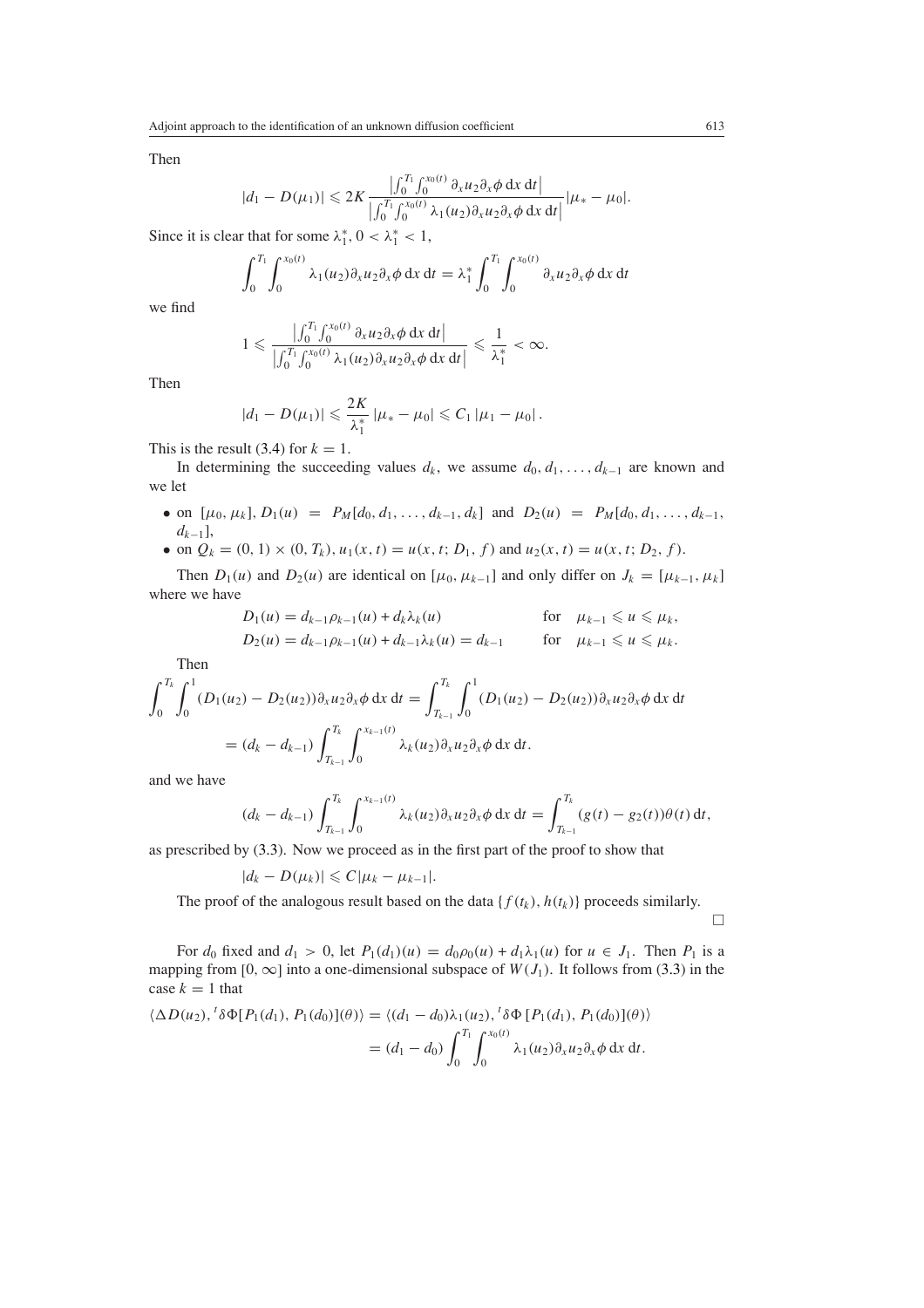Then

$$|d_1 - D(\mu_1)| \leqslant 2K \frac{\left|\int_0^{T_1}\int_0^{x_0(t)} \partial_x u_2 \partial_x \phi \, dx \, dt\right|}{\left|\int_0^{T_1}\int_0^{x_0(t)} \lambda_1(u_2) \partial_x u_2 \partial_x \phi \, dx \, dt\right|} |\mu_* - \mu_0|.$$

Since it is clear that for some $\lambda_1^*$, $0 < \lambda_1^* < 1$,

$$\int_0^{T_1}\int_0^{x_0(t)} \lambda_1(u_2) \partial_x u_2 \partial_x \phi \, dx \, dt = \lambda_1^* \int_0^{T_1}\int_0^{x_0(t)} \partial_x u_2 \partial_x \phi \, dx \, dt$$

we find

$$1 \leqslant \frac{\left|\int_0^{T_1}\int_0^{x_0(t)} \partial_x u_2 \partial_x \phi \, dx \, dt\right|}{\left|\int_0^{T_1}\int_0^{x_0(t)} \lambda_1(u_2) \partial_x u_2 \partial_x \phi \, dx \, dt\right|} \leqslant \frac{1}{\lambda_1^*} < \infty.$$

Then

$$|d_1 - D(\mu_1)| \leqslant \frac{2K}{\lambda_1^*} |\mu_* - \mu_0| \leqslant C_1 |\mu_1 - \mu_0| .$$

This is the result (3.4) for $k = 1$.

In determining the succeeding values $d_k$, we assume $d_0, d_1, \ldots, d_{k-1}$ are known and we let

- on $[\mu_0, \mu_k]$, $D_1(u) = P_M[d_0, d_1, \ldots, d_{k-1}, d_k]$ and $D_2(u) = P_M[d_0, d_1, \ldots, d_{k-1}, d_{k-1}]$,
- on $Q_k = (0, 1) \times (0, T_k)$, $u_1(x, t) = u(x, t; D_1, f)$ and $u_2(x, t) = u(x, t; D_2, f)$.

Then $D_1(u)$ and $D_2(u)$ are identical on $[\mu_0, \mu_{k-1}]$ and only differ on $J_k = [\mu_{k-1}, \mu_k]$ where we have

$$D_1(u) = d_{k-1}\rho_{k-1}(u) + d_k\lambda_k(u) \qquad \text{for} \quad \mu_{k-1} \leqslant u \leqslant \mu_k,$$
$$D_2(u) = d_{k-1}\rho_{k-1}(u) + d_{k-1}\lambda_k(u) = d_{k-1} \qquad \text{for} \quad \mu_{k-1} \leqslant u \leqslant \mu_k.$$

Then

$$\int_0^{T_k}\int_0^1 (D_1(u_2) - D_2(u_2)) \partial_x u_2 \partial_x \phi \, dx \, dt = \int_{T_{k-1}}^{T_k}\int_0^1 (D_1(u_2) - D_2(u_2)) \partial_x u_2 \partial_x \phi \, dx \, dt$$
$$= (d_k - d_{k-1}) \int_{T_{k-1}}^{T_k}\int_0^{x_{k-1}(t)} \lambda_k(u_2) \partial_x u_2 \partial_x \phi \, dx \, dt.$$

and we have

$$(d_k - d_{k-1}) \int_{T_{k-1}}^{T_k}\int_0^{x_{k-1}(t)} \lambda_k(u_2) \partial_x u_2 \partial_x \phi \, dx \, dt = \int_{T_{k-1}}^{T_k} (g(t) - g_2(t))\theta(t) \, dt,$$

as prescribed by (3.3). Now we proceed as in the first part of the proof to show that

$$|d_k - D(\mu_k)| \leqslant C|\mu_k - \mu_{k-1}|.$$

The proof of the analogous result based on the data $\{f(t_k), h(t_k)\}$ proceeds similarly. □

For $d_0$ fixed and $d_1 > 0$, let $P_1(d_1)(u) = d_0\rho_0(u) + d_1\lambda_1(u)$ for $u \in J_1$. Then $P_1$ is a mapping from $[0, \infty]$ into a one-dimensional subspace of $W(J_1)$. It follows from (3.3) in the case $k = 1$ that

$$\langle \Delta D(u_2), {}^t\delta\Phi[P_1(d_1), P_1(d_0)](\theta)\rangle = \langle (d_1 - d_0)\lambda_1(u_2), {}^t\delta\Phi\,[P_1(d_1), P_1(d_0)](\theta)\rangle$$
$$= (d_1 - d_0) \int_0^{T_1}\int_0^{x_0(t)} \lambda_1(u_2) \partial_x u_2 \partial_x \phi \, dx \, dt.$$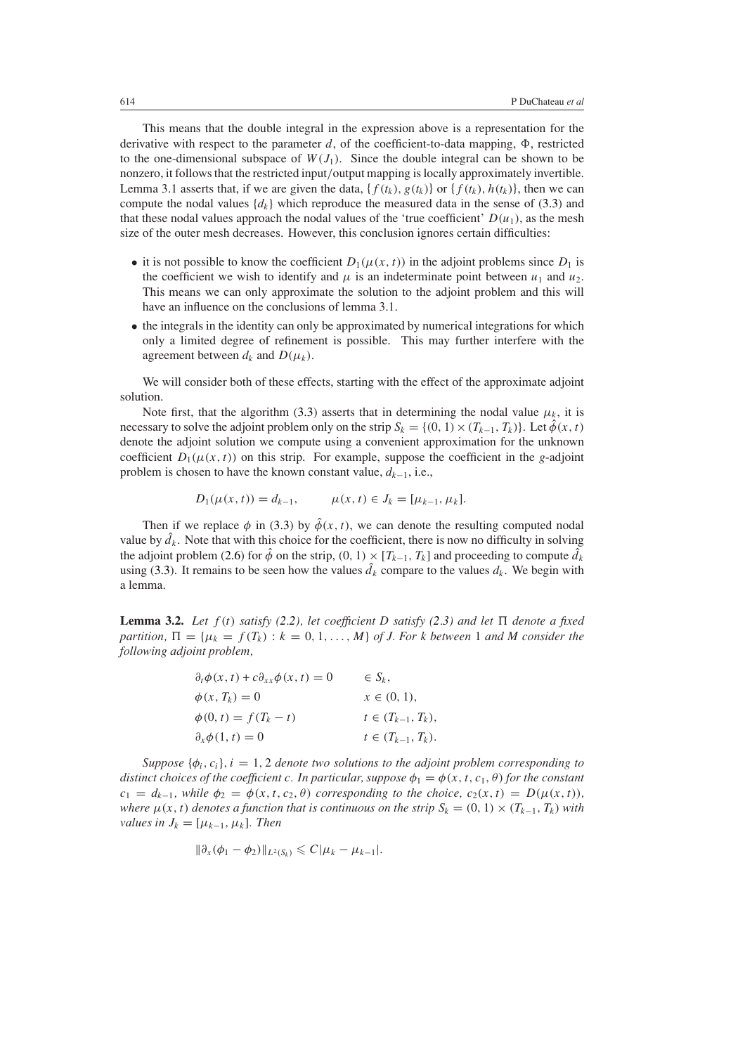This means that the double integral in the expression above is a representation for the derivative with respect to the parameter $d$, of the coefficient-to-data mapping, $\Phi$, restricted to the one-dimensional subspace of $W(J_1)$. Since the double integral can be shown to be nonzero, it follows that the restricted input/output mapping is locally approximately invertible. Lemma 3.1 asserts that, if we are given the data, $\{f(t_k), g(t_k)\}$ or $\{f(t_k), h(t_k)\}$, then we can compute the nodal values $\{d_k\}$ which reproduce the measured data in the sense of (3.3) and that these nodal values approach the nodal values of the 'true coefficient' $D(u_1)$, as the mesh size of the outer mesh decreases. However, this conclusion ignores certain difficulties:

- it is not possible to know the coefficient $D_1(\mu(x,t))$ in the adjoint problems since $D_1$ is the coefficient we wish to identify and $\mu$ is an indeterminate point between $u_1$ and $u_2$. This means we can only approximate the solution to the adjoint problem and this will have an influence on the conclusions of lemma 3.1.
- the integrals in the identity can only be approximated by numerical integrations for which only a limited degree of refinement is possible. This may further interfere with the agreement between $d_k$ and $D(\mu_k)$.

We will consider both of these effects, starting with the effect of the approximate adjoint solution.

Note first, that the algorithm (3.3) asserts that in determining the nodal value $\mu_k$, it is necessary to solve the adjoint problem only on the strip $S_k = \{(0,1) \times (T_{k-1}, T_k)\}$. Let $\hat{\phi}(x,t)$ denote the adjoint solution we compute using a convenient approximation for the unknown coefficient $D_1(\mu(x,t))$ on this strip. For example, suppose the coefficient in the $g$-adjoint problem is chosen to have the known constant value, $d_{k-1}$, i.e.,

$$D_1(\mu(x,t)) = d_{k-1}, \qquad \mu(x,t) \in J_k = [\mu_{k-1}, \mu_k].$$

Then if we replace $\phi$ in (3.3) by $\hat{\phi}(x,t)$, we can denote the resulting computed nodal value by $\hat{d}_k$. Note that with this choice for the coefficient, there is now no difficulty in solving the adjoint problem (2.6) for $\hat{\phi}$ on the strip, $(0,1) \times [T_{k-1}, T_k]$ and proceeding to compute $\hat{d}_k$ using (3.3). It remains to be seen how the values $\hat{d}_k$ compare to the values $d_k$. We begin with a lemma.

**Lemma 3.2.** *Let $f(t)$ satisfy (2.2), let coefficient $D$ satisfy (2.3) and let $\Pi$ denote a fixed partition, $\Pi = \{\mu_k = f(T_k) : k = 0, 1, \ldots, M\}$ of $J$. For $k$ between 1 and $M$ consider the following adjoint problem,*

$$\begin{aligned}
&\partial_t \phi(x,t) + c\partial_{xx}\phi(x,t) = 0 && \in S_k, \\
&\phi(x, T_k) = 0 && x \in (0,1), \\
&\phi(0,t) = f(T_k - t) && t \in (T_{k-1}, T_k), \\
&\partial_x \phi(1,t) = 0 && t \in (T_{k-1}, T_k).
\end{aligned}$$

*Suppose $\{\phi_i, c_i\}$, $i = 1, 2$ denote two solutions to the adjoint problem corresponding to distinct choices of the coefficient $c$. In particular, suppose $\phi_1 = \phi(x,t,c_1,\theta)$ for the constant $c_1 = d_{k-1}$, while $\phi_2 = \phi(x,t,c_2,\theta)$ corresponding to the choice, $c_2(x,t) = D(\mu(x,t))$, where $\mu(x,t)$ denotes a function that is continuous on the strip $S_k = (0,1) \times (T_{k-1}, T_k)$ with values in $J_k = [\mu_{k-1}, \mu_k]$. Then*

$$\|\partial_x(\phi_1 - \phi_2)\|_{L^2(S_k)} \leqslant C|\mu_k - \mu_{k-1}|.$$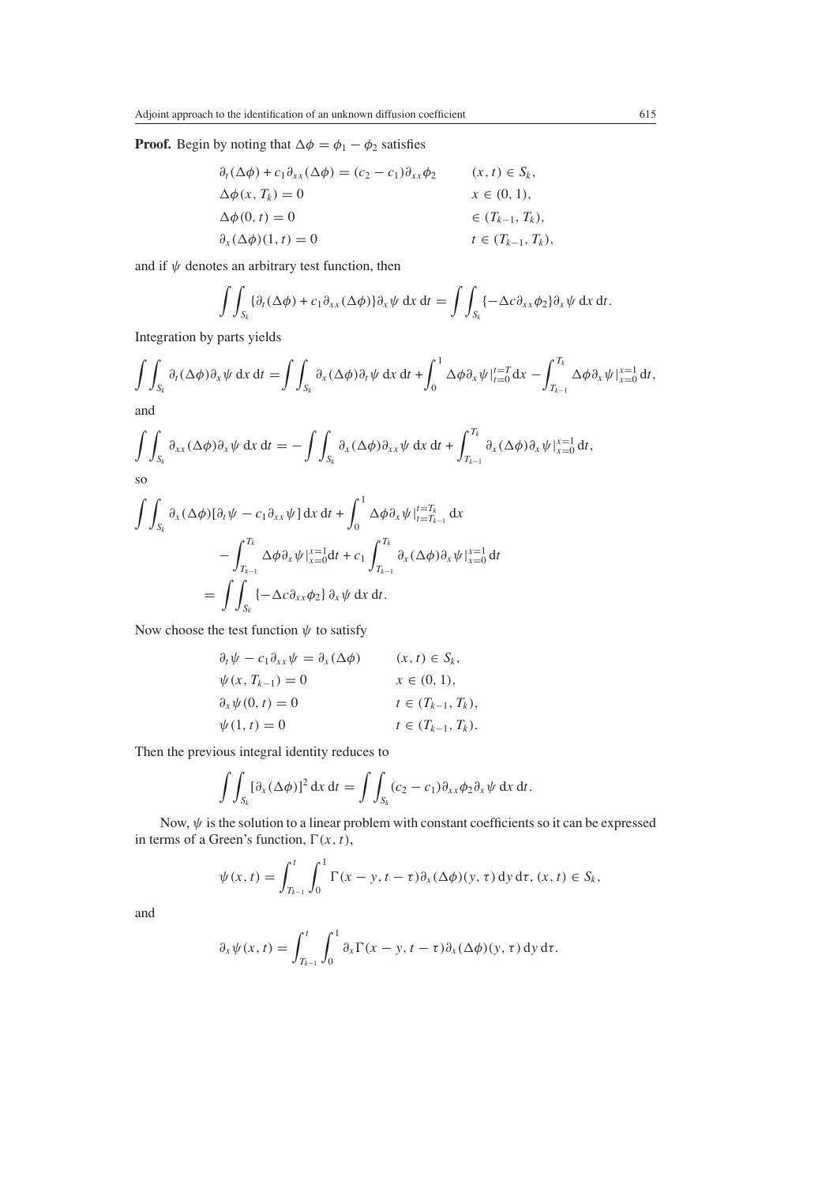**Proof.** Begin by noting that $\Delta\phi = \phi_1 - \phi_2$ satisfies

$$
\begin{aligned}
&\partial_t(\Delta\phi) + c_1\partial_{xx}(\Delta\phi) = (c_2 - c_1)\partial_{xx}\phi_2 && (x,t) \in S_k,\\
&\Delta\phi(x, T_k) = 0 && x \in (0,1),\\
&\Delta\phi(0,t) = 0 && \in (T_{k-1}, T_k),\\
&\partial_x(\Delta\phi)(1,t) = 0 && t \in (T_{k-1}, T_k),
\end{aligned}
$$

and if $\psi$ denotes an arbitrary test function, then

$$
\iint_{S_k} \{\partial_t(\Delta\phi) + c_1\partial_{xx}(\Delta\phi)\}\partial_x\psi \, \mathrm{d}x \, \mathrm{d}t = \iint_{S_k} \{-\Delta c \partial_{xx}\phi_2\}\partial_x\psi \, \mathrm{d}x \, \mathrm{d}t.
$$

Integration by parts yields

$$
\iint_{S_k} \partial_t(\Delta\phi)\partial_x\psi \, \mathrm{d}x \, \mathrm{d}t = \iint_{S_k} \partial_x(\Delta\phi)\partial_t\psi \, \mathrm{d}x \, \mathrm{d}t + \int_0^1 \Delta\phi\partial_x\psi|_{t=0}^{t=T}\mathrm{d}x - \int_{T_{k-1}}^{T_k} \Delta\phi\partial_x\psi|_{x=0}^{x=1}\mathrm{d}t,
$$

and

$$
\iint_{S_k} \partial_{xx}(\Delta\phi)\partial_x\psi \, \mathrm{d}x \, \mathrm{d}t = -\iint_{S_k} \partial_x(\Delta\phi)\partial_{xx}\psi \, \mathrm{d}x \, \mathrm{d}t + \int_{T_{k-1}}^{T_k} \partial_x(\Delta\phi)\partial_x\psi|_{x=0}^{x=1}\mathrm{d}t,
$$

so

$$
\begin{aligned}
\iint_{S_k} \partial_x(\Delta\phi)[\partial_t\psi - c_1\partial_{xx}\psi] \, \mathrm{d}x \, \mathrm{d}t &+ \int_0^1 \Delta\phi\partial_x\psi|_{t=T_{k-1}}^{t=T_k}\mathrm{d}x \\
&- \int_{T_{k-1}}^{T_k} \Delta\phi\partial_x\psi|_{x=0}^{x=1}\mathrm{d}t + c_1\int_{T_{k-1}}^{T_k} \partial_x(\Delta\phi)\partial_x\psi|_{x=0}^{x=1}\mathrm{d}t \\
&= \iint_{S_k} \{-\Delta c\partial_{xx}\phi_2\}\,\partial_x\psi \, \mathrm{d}x \, \mathrm{d}t.
\end{aligned}
$$

Now choose the test function $\psi$ to satisfy

$$
\begin{aligned}
&\partial_t\psi - c_1\partial_{xx}\psi = \partial_x(\Delta\phi) && (x,t) \in S_k,\\
&\psi(x, T_{k-1}) = 0 && x \in (0,1),\\
&\partial_x\psi(0,t) = 0 && t \in (T_{k-1}, T_k),\\
&\psi(1,t) = 0 && t \in (T_{k-1}, T_k).
\end{aligned}
$$

Then the previous integral identity reduces to

$$
\iint_{S_k} [\partial_x(\Delta\phi)]^2 \, \mathrm{d}x \, \mathrm{d}t = \iint_{S_k} (c_2 - c_1)\partial_{xx}\phi_2\partial_x\psi \, \mathrm{d}x \, \mathrm{d}t.
$$

Now, $\psi$ is the solution to a linear problem with constant coefficients so it can be expressed in terms of a Green's function, $\Gamma(x,t)$,

$$
\psi(x,t) = \int_{T_{k-1}}^{t}\int_0^1 \Gamma(x-y, t-\tau)\partial_x(\Delta\phi)(y,\tau)\,\mathrm{d}y\,\mathrm{d}\tau, \; (x,t) \in S_k,
$$

and

$$
\partial_x\psi(x,t) = \int_{T_{k-1}}^{t}\int_0^1 \partial_x\Gamma(x-y, t-\tau)\partial_x(\Delta\phi)(y,\tau)\,\mathrm{d}y\,\mathrm{d}\tau.
$$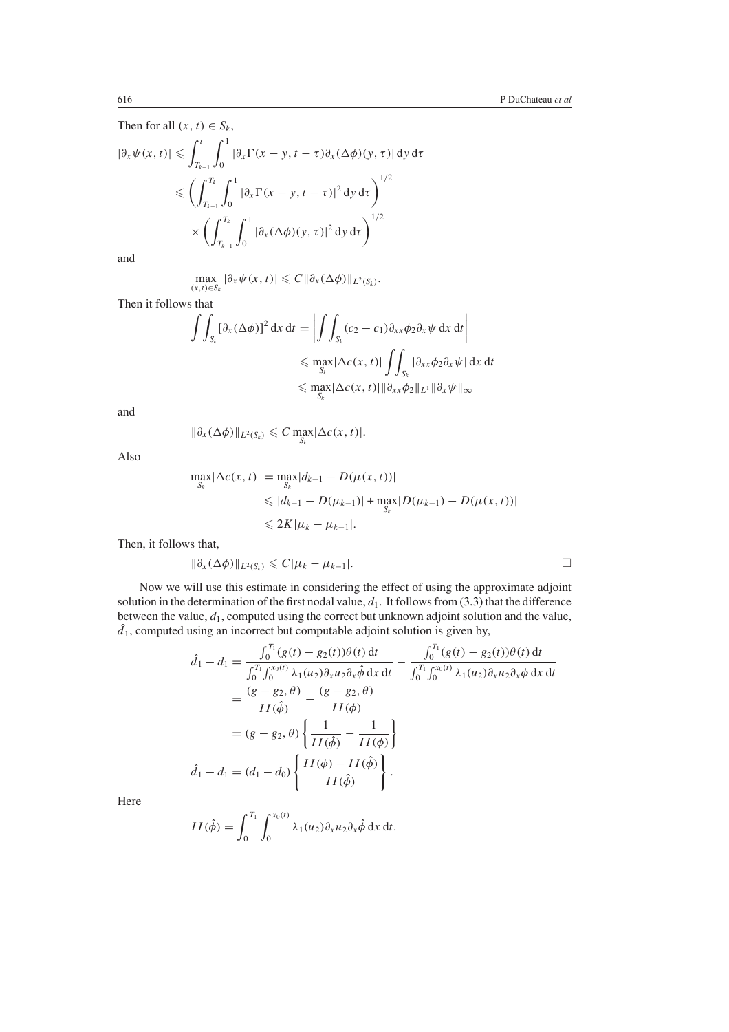Then for all $(x, t) \in S_k$,

$$
\begin{aligned}
|\partial_x \psi(x,t)| &\leqslant \int_{T_{k-1}}^{t} \int_0^1 |\partial_x \Gamma(x-y, t-\tau) \partial_x(\Delta\phi)(y,\tau)| \, \mathrm{d}y \, \mathrm{d}\tau \\
&\leqslant \left( \int_{T_{k-1}}^{T_k} \int_0^1 |\partial_x \Gamma(x-y, t-\tau)|^2 \, \mathrm{d}y \, \mathrm{d}\tau \right)^{1/2} \\
&\quad \times \left( \int_{T_{k-1}}^{T_k} \int_0^1 |\partial_x(\Delta\phi)(y,\tau)|^2 \, \mathrm{d}y \, \mathrm{d}\tau \right)^{1/2}
\end{aligned}
$$

and

$$
\max_{(x,t)\in S_k} |\partial_x \psi(x,t)| \leqslant C \|\partial_x(\Delta\phi)\|_{L^2(S_k)}.
$$

Then it follows that

$$
\begin{aligned}
\iint_{S_k} [\partial_x(\Delta\phi)]^2 \, \mathrm{d}x \, \mathrm{d}t &= \left| \iint_{S_k} (c_2 - c_1) \partial_{xx}\phi_2 \partial_x \psi \, \mathrm{d}x \, \mathrm{d}t \right| \\
&\leqslant \max_{S_k} |\Delta c(x,t)| \iint_{S_k} |\partial_{xx}\phi_2 \partial_x \psi| \, \mathrm{d}x \, \mathrm{d}t \\
&\leqslant \max_{S_k} |\Delta c(x,t)| \|\partial_{xx}\phi_2\|_{L^1} \|\partial_x \psi\|_\infty
\end{aligned}
$$

and

$$
\|\partial_x(\Delta\phi)\|_{L^2(S_k)} \leqslant C \max_{S_k} |\Delta c(x,t)|.
$$

Also

$$
\begin{aligned}
\max_{S_k} |\Delta c(x,t)| &= \max_{S_k} |d_{k-1} - D(\mu(x,t))| \\
&\leqslant |d_{k-1} - D(\mu_{k-1})| + \max_{S_k} |D(\mu_{k-1}) - D(\mu(x,t))| \\
&\leqslant 2K|\mu_k - \mu_{k-1}|.
\end{aligned}
$$

Then, it follows that,

$$
\|\partial_x(\Delta\phi)\|_{L^2(S_k)} \leqslant C|\mu_k - \mu_{k-1}|. \qquad \square
$$

Now we will use this estimate in considering the effect of using the approximate adjoint solution in the determination of the first nodal value, $d_1$. It follows from (3.3) that the difference between the value, $d_1$, computed using the correct but unknown adjoint solution and the value, $\hat{d}_1$, computed using an incorrect but computable adjoint solution is given by,

$$
\begin{aligned}
\hat{d}_1 - d_1 &= \frac{\int_0^{T_1} (g(t) - g_2(t))\theta(t) \, \mathrm{d}t}{\int_0^{T_1} \int_0^{x_0(t)} \lambda_1(u_2) \partial_x u_2 \partial_x \hat{\phi} \, \mathrm{d}x \, \mathrm{d}t} - \frac{\int_0^{T_1} (g(t) - g_2(t))\theta(t) \, \mathrm{d}t}{\int_0^{T_1} \int_0^{x_0(t)} \lambda_1(u_2) \partial_x u_2 \partial_x \phi \, \mathrm{d}x \, \mathrm{d}t} \\
&= \frac{(g - g_2, \theta)}{II(\hat{\phi})} - \frac{(g - g_2, \theta)}{II(\phi)} \\
&= (g - g_2, \theta) \left\{ \frac{1}{II(\hat{\phi})} - \frac{1}{II(\phi)} \right\} \\
\hat{d}_1 - d_1 &= (d_1 - d_0) \left\{ \frac{II(\phi) - II(\hat{\phi})}{II(\hat{\phi})} \right\}.
\end{aligned}
$$

Here

$$
II(\hat{\phi}) = \int_0^{T_1} \int_0^{x_0(t)} \lambda_1(u_2) \partial_x u_2 \partial_x \hat{\phi} \, \mathrm{d}x \, \mathrm{d}t.
$$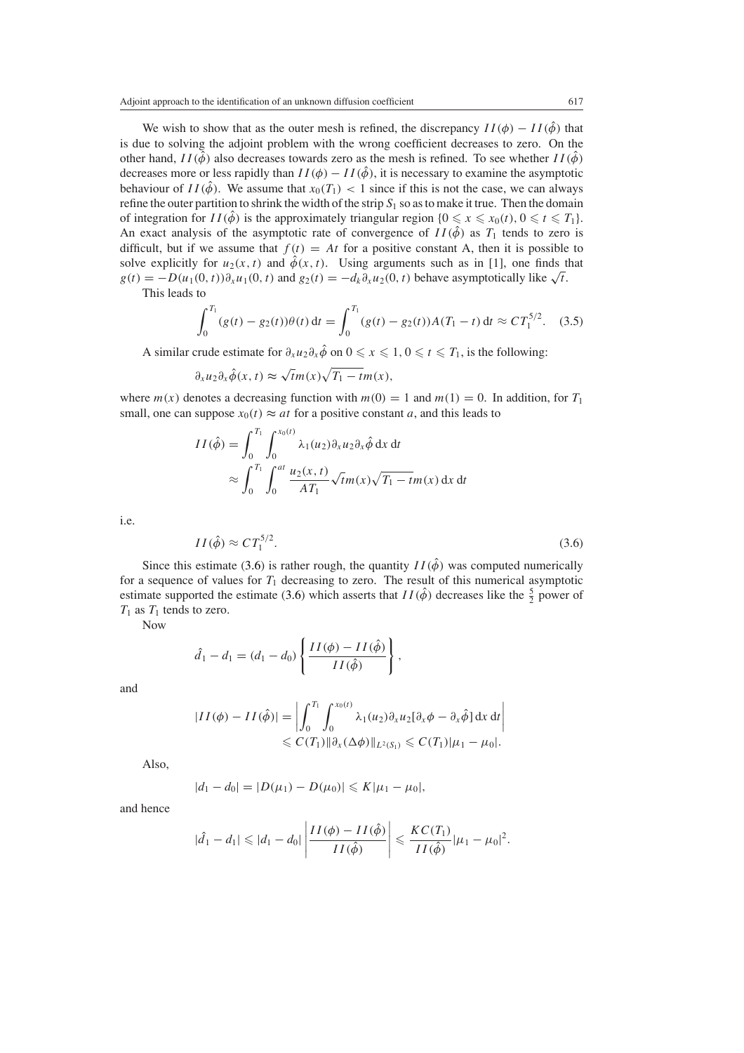We wish to show that as the outer mesh is refined, the discrepancy $II(\phi) - II(\hat{\phi})$ that is due to solving the adjoint problem with the wrong coefficient decreases to zero. On the other hand, $II(\hat{\phi})$ also decreases towards zero as the mesh is refined. To see whether $II(\hat{\phi})$ decreases more or less rapidly than $II(\phi) - II(\hat{\phi})$, it is necessary to examine the asymptotic behaviour of $II(\hat{\phi})$. We assume that $x_0(T_1) < 1$ since if this is not the case, we can always refine the outer partition to shrink the width of the strip $S_1$ so as to make it true. Then the domain of integration for $II(\hat{\phi})$ is the approximately triangular region $\{0 \leqslant x \leqslant x_0(t), 0 \leqslant t \leqslant T_1\}$. An exact analysis of the asymptotic rate of convergence of $II(\hat{\phi})$ as $T_1$ tends to zero is difficult, but if we assume that $f(t) = At$ for a positive constant A, then it is possible to solve explicitly for $u_2(x,t)$ and $\hat{\phi}(x,t)$. Using arguments such as in [1], one finds that $g(t) = -D(u_1(0,t))\partial_x u_1(0,t)$ and $g_2(t) = -d_k \partial_x u_2(0,t)$ behave asymptotically like $\sqrt{t}$.

This leads to

$$\int_0^{T_1} (g(t) - g_2(t))\theta(t)\,\mathrm{d}t = \int_0^{T_1} (g(t) - g_2(t))A(T_1 - t)\,\mathrm{d}t \approx CT_1^{5/2}. \tag{3.5}$$

A similar crude estimate for $\partial_x u_2 \partial_x \hat{\phi}$ on $0 \leqslant x \leqslant 1, 0 \leqslant t \leqslant T_1$, is the following:

$$\partial_x u_2 \partial_x \hat{\phi}(x,t) \approx \sqrt{t}m(x)\sqrt{T_1 - t}m(x),$$

where $m(x)$ denotes a decreasing function with $m(0) = 1$ and $m(1) = 0$. In addition, for $T_1$ small, one can suppose $x_0(t) \approx at$ for a positive constant $a$, and this leads to

$$\begin{aligned}
II(\hat{\phi}) &= \int_0^{T_1} \int_0^{x_0(t)} \lambda_1(u_2)\partial_x u_2 \partial_x \hat{\phi}\,\mathrm{d}x\,\mathrm{d}t \\
&\approx \int_0^{T_1} \int_0^{at} \frac{u_2(x,t)}{AT_1} \sqrt{t}m(x)\sqrt{T_1 - t}m(x)\,\mathrm{d}x\,\mathrm{d}t
\end{aligned}$$

i.e.

$$II(\hat{\phi}) \approx CT_1^{5/2}. \tag{3.6}$$

Since this estimate (3.6) is rather rough, the quantity $II(\hat{\phi})$ was computed numerically for a sequence of values for $T_1$ decreasing to zero. The result of this numerical asymptotic estimate supported the estimate (3.6) which asserts that $II(\hat{\phi})$ decreases like the $\frac{5}{2}$ power of $T_1$ as $T_1$ tends to zero.

Now

$$\hat{d}_1 - d_1 = (d_1 - d_0)\left\{\frac{II(\phi) - II(\hat{\phi})}{II(\hat{\phi})}\right\},$$

and

$$\begin{aligned}
|II(\phi) - II(\hat{\phi})| &= \left| \int_0^{T_1} \int_0^{x_0(t)} \lambda_1(u_2)\partial_x u_2 [\partial_x \phi - \partial_x \hat{\phi}]\,\mathrm{d}x\,\mathrm{d}t \right| \\
&\leqslant C(T_1)\|\partial_x(\Delta\phi)\|_{L^2(S_1)} \leqslant C(T_1)|\mu_1 - \mu_0|.
\end{aligned}$$

Also,

$$|d_1 - d_0| = |D(\mu_1) - D(\mu_0)| \leqslant K|\mu_1 - \mu_0|,$$

and hence

$$|\hat{d}_1 - d_1| \leqslant |d_1 - d_0| \left| \frac{II(\phi) - II(\hat{\phi})}{II(\hat{\phi})} \right| \leqslant \frac{KC(T_1)}{II(\hat{\phi})}|\mu_1 - \mu_0|^2.$$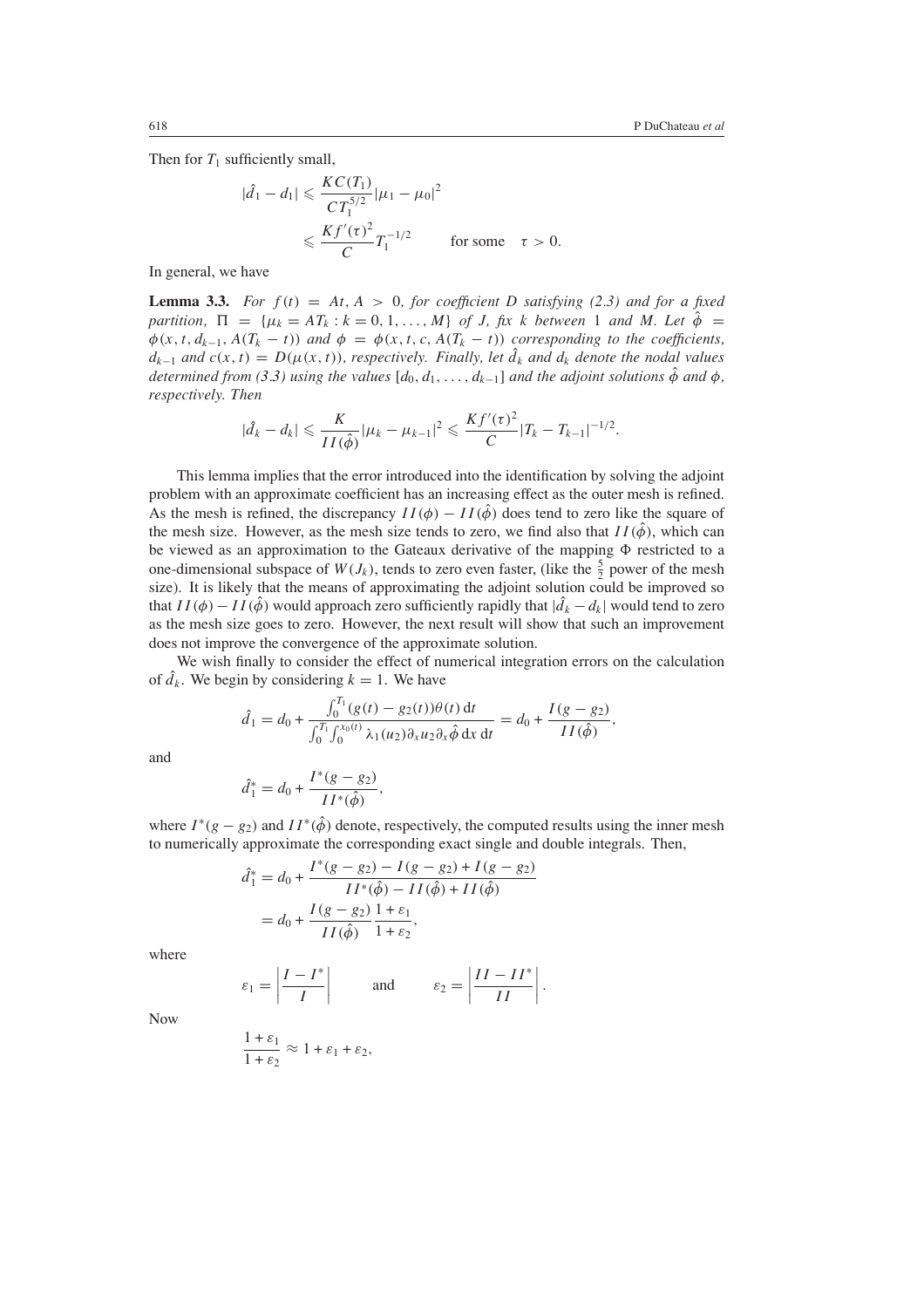Then for $T_1$ sufficiently small,

$$
\begin{aligned}
|\hat{d}_1 - d_1| &\leqslant \frac{KC(T_1)}{CT_1^{5/2}}|\mu_1 - \mu_0|^2 \\
&\leqslant \frac{Kf'(\tau)^2}{C}T_1^{-1/2} \qquad \text{for some} \quad \tau > 0.
\end{aligned}
$$

In general, we have

**Lemma 3.3.** *For $f(t) = At, A > 0$, for coefficient $D$ satisfying (2.3) and for a fixed partition, $\Pi = \{\mu_k = AT_k : k = 0, 1, \ldots, M\}$ of $J$, fix $k$ between 1 and $M$. Let $\hat{\phi} = \phi(x, t, d_{k-1}, A(T_k - t))$ and $\phi = \phi(x, t, c, A(T_k - t))$ corresponding to the coefficients, $d_{k-1}$ and $c(x, t) = D(\mu(x, t))$, respectively. Finally, let $\hat{d}_k$ and $d_k$ denote the nodal values determined from (3.3) using the values $[d_0, d_1, \ldots, d_{k-1}]$ and the adjoint solutions $\hat{\phi}$ and $\phi$, respectively. Then*

$$
|\hat{d}_k - d_k| \leqslant \frac{K}{II(\hat{\phi})}|\mu_k - \mu_{k-1}|^2 \leqslant \frac{Kf'(\tau)^2}{C}|T_k - T_{k-1}|^{-1/2}.
$$

This lemma implies that the error introduced into the identification by solving the adjoint problem with an approximate coefficient has an increasing effect as the outer mesh is refined. As the mesh is refined, the discrepancy $II(\phi) - II(\hat{\phi})$ does tend to zero like the square of the mesh size. However, as the mesh size tends to zero, we find also that $II(\hat{\phi})$, which can be viewed as an approximation to the Gateaux derivative of the mapping $\Phi$ restricted to a one-dimensional subspace of $W(J_k)$, tends to zero even faster, (like the $\frac{5}{2}$ power of the mesh size). It is likely that the means of approximating the adjoint solution could be improved so that $II(\phi) - II(\hat{\phi})$ would approach zero sufficiently rapidly that $|\hat{d}_k - d_k|$ would tend to zero as the mesh size goes to zero. However, the next result will show that such an improvement does not improve the convergence of the approximate solution.

We wish finally to consider the effect of numerical integration errors on the calculation of $\hat{d}_k$. We begin by considering $k = 1$. We have

$$
\hat{d}_1 = d_0 + \frac{\int_0^{T_1}(g(t) - g_2(t))\theta(t)\,dt}{\int_0^{T_1}\int_0^{x_0(t)} \lambda_1(u_2)\partial_x u_2 \partial_x \hat{\phi}\,dx\,dt} = d_0 + \frac{I(g - g_2)}{II(\hat{\phi})},
$$

and

$$
\hat{d}_1^* = d_0 + \frac{I^*(g - g_2)}{II^*(\hat{\phi})},
$$

where $I^*(g - g_2)$ and $II^*(\hat{\phi})$ denote, respectively, the computed results using the inner mesh to numerically approximate the corresponding exact single and double integrals. Then,

$$
\begin{aligned}
\hat{d}_1^* &= d_0 + \frac{I^*(g - g_2) - I(g - g_2) + I(g - g_2)}{II^*(\hat{\phi}) - II(\hat{\phi}) + II(\hat{\phi})} \\
&= d_0 + \frac{I(g - g_2)}{II(\hat{\phi})}\frac{1 + \varepsilon_1}{1 + \varepsilon_2},
\end{aligned}
$$

where

$$
\varepsilon_1 = \left|\frac{I - I^*}{I}\right| \qquad \text{and} \qquad \varepsilon_2 = \left|\frac{II - II^*}{II}\right|.
$$

Now

$$
\frac{1 + \varepsilon_1}{1 + \varepsilon_2} \approx 1 + \varepsilon_1 + \varepsilon_2,
$$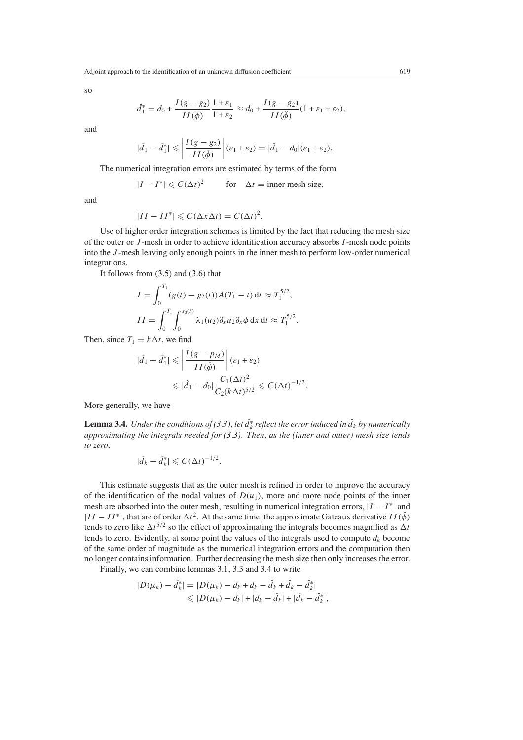so

$$\hat{d}_1^* = d_0 + \frac{I(g-g_2)}{II(\hat{\phi})}\frac{1+\varepsilon_1}{1+\varepsilon_2} \approx d_0 + \frac{I(g-g_2)}{II(\hat{\phi})}(1+\varepsilon_1+\varepsilon_2),$$

and

$$|\hat{d}_1 - \hat{d}_1^*| \leqslant \left|\frac{I(g-g_2)}{II(\hat{\phi})}\right|(\varepsilon_1+\varepsilon_2) = |\hat{d}_1 - d_0|(\varepsilon_1+\varepsilon_2).$$

The numerical integration errors are estimated by terms of the form

$$|I - I^*| \leqslant C(\Delta t)^2 \qquad \text{for} \quad \Delta t = \text{inner mesh size},$$

and

$$|II - II^*| \leqslant C(\Delta x \Delta t) = C(\Delta t)^2.$$

Use of higher order integration schemes is limited by the fact that reducing the mesh size of the outer or $J$-mesh in order to achieve identification accuracy absorbs $I$-mesh node points into the $J$-mesh leaving only enough points in the inner mesh to perform low-order numerical integrations.

It follows from (3.5) and (3.6) that

$$I = \int_0^{T_1} (g(t) - g_2(t))A(T_1 - t)\,\mathrm{d}t \approx T_1^{5/2},$$

$$II = \int_0^{T_1}\int_0^{x_0(t)} \lambda_1(u_2)\partial_x u_2 \partial_x \phi \,\mathrm{d}x\,\mathrm{d}t \approx T_1^{5/2}.$$

Then, since $T_1 = k\Delta t$, we find

$$|\hat{d}_1 - \hat{d}_1^*| \leqslant \left|\frac{I(g-p_M)}{II(\hat{\phi})}\right|(\varepsilon_1+\varepsilon_2)$$
$$\leqslant |\hat{d}_1 - d_0|\frac{C_1(\Delta t)^2}{C_2(k\Delta t)^{5/2}} \leqslant C(\Delta t)^{-1/2}.$$

More generally, we have

**Lemma 3.4.** *Under the conditions of (3.3), let $\hat{d}_k^*$ reflect the error induced in $\hat{d}_k$ by numerically approximating the integrals needed for (3.3). Then, as the (inner and outer) mesh size tends to zero,*

$$|\hat{d}_k - \hat{d}_k^*| \leqslant C(\Delta t)^{-1/2}.$$

This estimate suggests that as the outer mesh is refined in order to improve the accuracy of the identification of the nodal values of $D(u_1)$, more and more node points of the inner mesh are absorbed into the outer mesh, resulting in numerical integration errors, $|I - I^*|$ and $|II - II^*|$, that are of order $\Delta t^2$. At the same time, the approximate Gateaux derivative $II(\hat{\phi})$ tends to zero like $\Delta t^{5/2}$ so the effect of approximating the integrals becomes magnified as $\Delta t$ tends to zero. Evidently, at some point the values of the integrals used to compute $d_k$ become of the same order of magnitude as the numerical integration errors and the computation then no longer contains information. Further decreasing the mesh size then only increases the error.

Finally, we can combine lemmas 3.1, 3.3 and 3.4 to write

$$|D(\mu_k) - \hat{d}_k^*| = |D(\mu_k) - d_k + d_k - \hat{d}_k + \hat{d}_k - \hat{d}_k^*|$$
$$\leqslant |D(\mu_k) - d_k| + |d_k - \hat{d}_k| + |\hat{d}_k - \hat{d}_k^*|,$$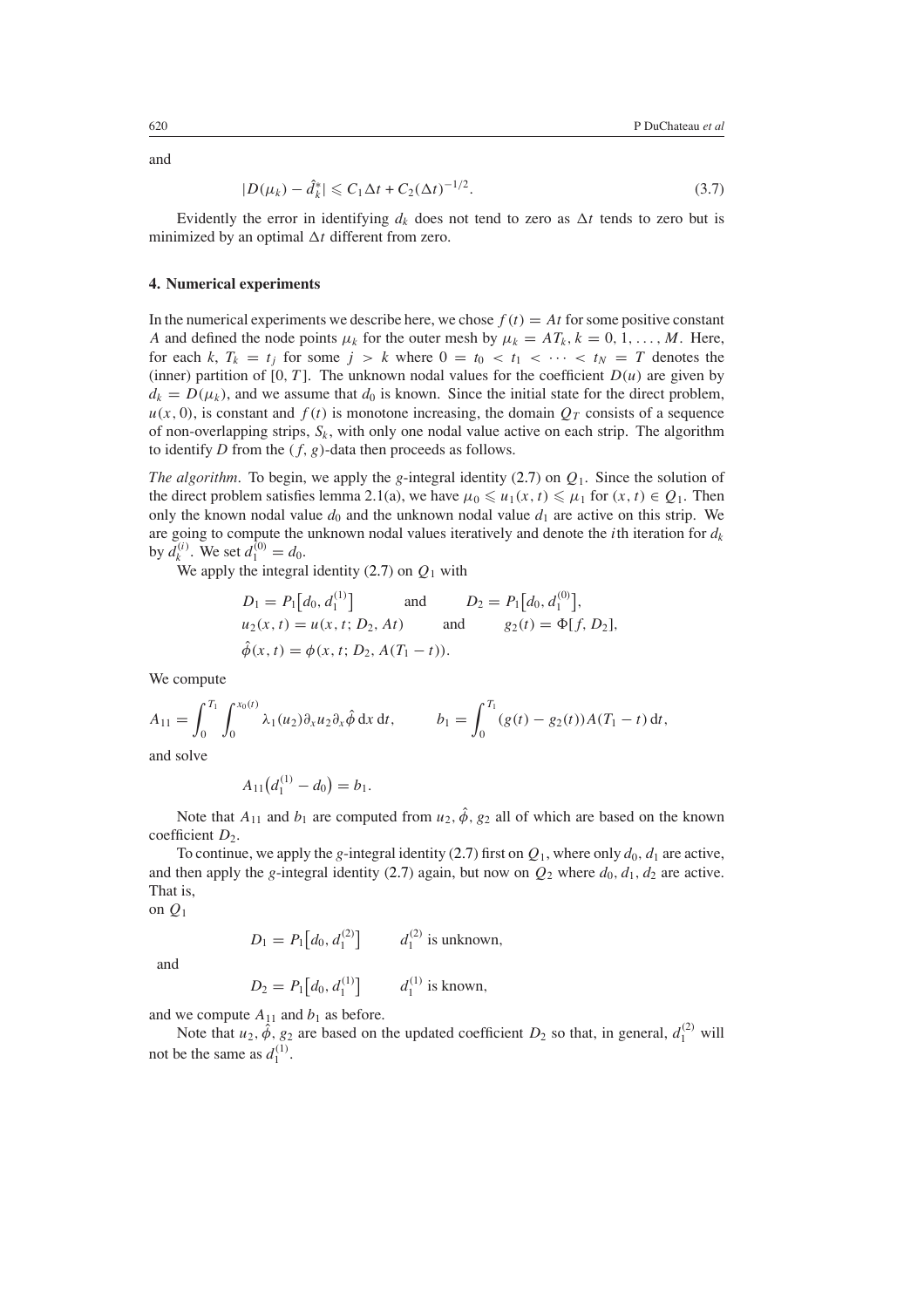and

$$|D(\mu_k) - \hat{d}_k^*| \leqslant C_1 \Delta t + C_2 (\Delta t)^{-1/2}. \tag{3.7}$$

Evidently the error in identifying $d_k$ does not tend to zero as $\Delta t$ tends to zero but is minimized by an optimal $\Delta t$ different from zero.

## 4. Numerical experiments

In the numerical experiments we describe here, we chose $f(t) = At$ for some positive constant $A$ and defined the node points $\mu_k$ for the outer mesh by $\mu_k = AT_k$, $k = 0, 1, \ldots, M$. Here, for each $k$, $T_k = t_j$ for some $j > k$ where $0 = t_0 < t_1 < \cdots < t_N = T$ denotes the (inner) partition of $[0, T]$. The unknown nodal values for the coefficient $D(u)$ are given by $d_k = D(\mu_k)$, and we assume that $d_0$ is known. Since the initial state for the direct problem, $u(x, 0)$, is constant and $f(t)$ is monotone increasing, the domain $Q_T$ consists of a sequence of non-overlapping strips, $S_k$, with only one nodal value active on each strip. The algorithm to identify $D$ from the $(f, g)$-data then proceeds as follows.

*The algorithm*. To begin, we apply the $g$-integral identity (2.7) on $Q_1$. Since the solution of the direct problem satisfies lemma 2.1(a), we have $\mu_0 \leqslant u_1(x, t) \leqslant \mu_1$ for $(x, t) \in Q_1$. Then only the known nodal value $d_0$ and the unknown nodal value $d_1$ are active on this strip. We are going to compute the unknown nodal values iteratively and denote the $i$th iteration for $d_k$ by $d_k^{(i)}$. We set $d_1^{(0)} = d_0$.

We apply the integral identity (2.7) on $Q_1$ with

$$D_1 = P_1\big[d_0, d_1^{(1)}\big] \qquad \text{and} \qquad D_2 = P_1\big[d_0, d_1^{(0)}\big],$$
$$u_2(x, t) = u(x, t; D_2, At) \qquad \text{and} \qquad g_2(t) = \Phi[f, D_2],$$
$$\hat{\phi}(x, t) = \phi(x, t; D_2, A(T_1 - t)).$$

We compute

$$A_{11} = \int_0^{T_1} \int_0^{x_0(t)} \lambda_1(u_2) \partial_x u_2 \partial_x \hat{\phi} \, \mathrm{d}x \, \mathrm{d}t, \qquad b_1 = \int_0^{T_1} (g(t) - g_2(t)) A(T_1 - t) \, \mathrm{d}t,$$

and solve

$$A_{11}\big(d_1^{(1)} - d_0\big) = b_1.$$

Note that $A_{11}$ and $b_1$ are computed from $u_2, \hat{\phi}, g_2$ all of which are based on the known coefficient $D_2$.

To continue, we apply the $g$-integral identity (2.7) first on $Q_1$, where only $d_0, d_1$ are active, and then apply the $g$-integral identity (2.7) again, but now on $Q_2$ where $d_0, d_1, d_2$ are active. That is,

on $Q_1$

$$D_1 = P_1\big[d_0, d_1^{(2)}\big] \qquad d_1^{(2)} \text{ is unknown,}$$

and

$$D_2 = P_1\big[d_0, d_1^{(1)}\big] \qquad d_1^{(1)} \text{ is known,}$$

and we compute $A_{11}$ and $b_1$ as before.

Note that $u_2, \hat{\phi}, g_2$ are based on the updated coefficient $D_2$ so that, in general, $d_1^{(2)}$ will not be the same as $d_1^{(1)}$.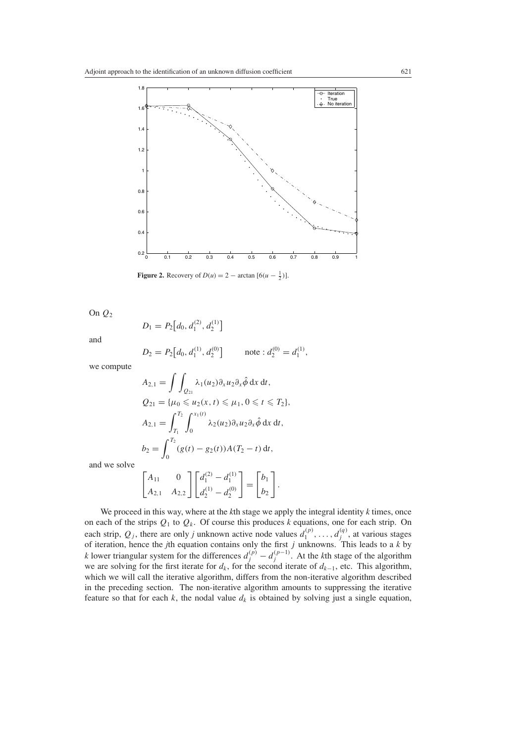**Figure 2.** Recovery of $D(u) = 2 - \arctan\,[6(u - \frac{1}{2})]$.

On $Q_2$

$$D_1 = P_2\big[d_0, d_1^{(2)}, d_2^{(1)}\big]$$

and

$$D_2 = P_2\big[d_0, d_1^{(1)}, d_2^{(0)}\big] \qquad \text{note} : d_2^{(0)} = d_1^{(1)},$$

we compute

$$A_{2,1} = \int\int_{Q_{21}} \lambda_1(u_2)\partial_x u_2 \partial_x \hat{\phi}\, \mathrm{d}x\, \mathrm{d}t,$$

$$Q_{21} = \{\mu_0 \leqslant u_2(x,t) \leqslant \mu_1, 0 \leqslant t \leqslant T_2\},$$

$$A_{2,1} = \int_{T_1}^{T_2} \int_0^{x_1(t)} \lambda_2(u_2)\partial_x u_2 \partial_x \hat{\phi}\, \mathrm{d}x\, \mathrm{d}t,$$

$$b_2 = \int_0^{T_2} (g(t) - g_2(t)) A(T_2 - t)\, \mathrm{d}t,$$

and we solve

$$\begin{bmatrix} A_{11} & 0 \\ A_{2,1} & A_{2,2} \end{bmatrix} \begin{bmatrix} d_1^{(2)} - d_1^{(1)} \\ d_2^{(1)} - d_2^{(0)} \end{bmatrix} = \begin{bmatrix} b_1 \\ b_2 \end{bmatrix}.$$

We proceed in this way, where at the $k$th stage we apply the integral identity $k$ times, once on each of the strips $Q_1$ to $Q_k$. Of course this produces $k$ equations, one for each strip. On each strip, $Q_j$, there are only $j$ unknown active node values $d_1^{(p)}, \ldots, d_j^{(q)}$, at various stages of iteration, hence the $j$th equation contains only the first $j$ unknowns. This leads to a $k$ by $k$ lower triangular system for the differences $d_j^{(p)} - d_j^{(p-1)}$. At the $k$th stage of the algorithm we are solving for the first iterate for $d_k$, for the second iterate of $d_{k-1}$, etc. This algorithm, which we will call the iterative algorithm, differs from the non-iterative algorithm described in the preceding section. The non-iterative algorithm amounts to suppressing the iterative feature so that for each $k$, the nodal value $d_k$ is obtained by solving just a single equation,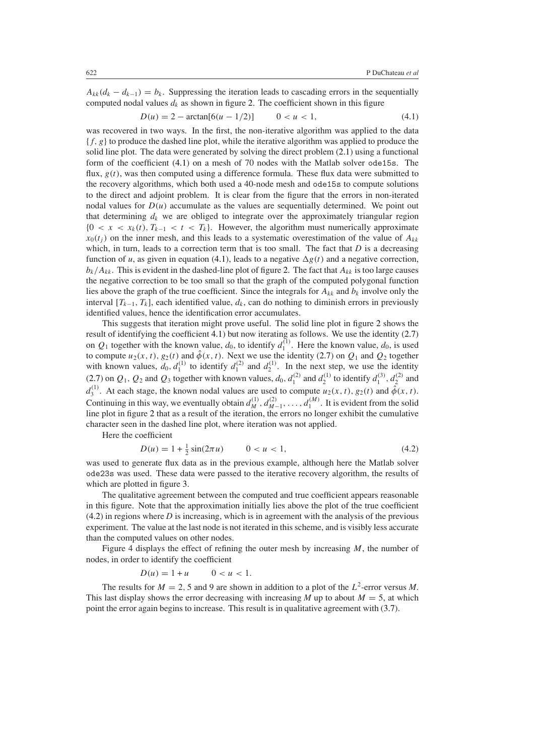$A_{kk}(d_k - d_{k-1}) = b_k$. Suppressing the iteration leads to cascading errors in the sequentially computed nodal values $d_k$ as shown in figure 2. The coefficient shown in this figure

$$D(u) = 2 - \arctan[6(u - 1/2)] \qquad 0 < u < 1, \tag{4.1}$$

was recovered in two ways. In the first, the non-iterative algorithm was applied to the data $\{f, g\}$ to produce the dashed line plot, while the iterative algorithm was applied to produce the solid line plot. The data were generated by solving the direct problem (2.1) using a functional form of the coefficient (4.1) on a mesh of 70 nodes with the Matlab solver `ode15s`. The flux, $g(t)$, was then computed using a difference formula. These flux data were submitted to the recovery algorithms, which both used a 40-node mesh and `ode15s` to compute solutions to the direct and adjoint problem. It is clear from the figure that the errors in non-iterated nodal values for $D(u)$ accumulate as the values are sequentially determined. We point out that determining $d_k$ we are obliged to integrate over the approximately triangular region $\{0 < x < x_k(t), T_{k-1} < t < T_k\}$. However, the algorithm must numerically approximate $x_0(t_j)$ on the inner mesh, and this leads to a systematic overestimation of the value of $A_{kk}$ which, in turn, leads to a correction term that is too small. The fact that $D$ is a decreasing function of $u$, as given in equation (4.1), leads to a negative $\Delta g(t)$ and a negative correction, $b_k/A_{kk}$. This is evident in the dashed-line plot of figure 2. The fact that $A_{kk}$ is too large causes the negative correction to be too small so that the graph of the computed polygonal function lies above the graph of the true coefficient. Since the integrals for $A_{kk}$ and $b_k$ involve only the interval $[T_{k-1}, T_k]$, each identified value, $d_k$, can do nothing to diminish errors in previously identified values, hence the identification error accumulates.

This suggests that iteration might prove useful. The solid line plot in figure 2 shows the result of identifying the coefficient 4.1) but now iterating as follows. We use the identity (2.7) on $Q_1$ together with the known value, $d_0$, to identify $d_1^{(1)}$. Here the known value, $d_0$, is used to compute $u_2(x, t)$, $g_2(t)$ and $\hat{\phi}(x, t)$. Next we use the identity (2.7) on $Q_1$ and $Q_2$ together with known values, $d_0, d_1^{(1)}$ to identify $d_1^{(2)}$ and $d_2^{(1)}$. In the next step, we use the identity (2.7) on $Q_1$, $Q_2$ and $Q_3$ together with known values, $d_0$, $d_1^{(2)}$ and $d_2^{(1)}$ to identify $d_1^{(3)}$, $d_2^{(2)}$ and $d_3^{(1)}$. At each stage, the known nodal values are used to compute $u_2(x, t)$, $g_2(t)$ and $\hat{\phi}(x, t)$. Continuing in this way, we eventually obtain $d_M^{(1)}, d_{M-1}^{(2)}, \ldots, d_1^{(M)}$. It is evident from the solid line plot in figure 2 that as a result of the iteration, the errors no longer exhibit the cumulative character seen in the dashed line plot, where iteration was not applied.

Here the coefficient

$$D(u) = 1 + \tfrac{1}{2}\sin(2\pi u) \qquad 0 < u < 1, \tag{4.2}$$

was used to generate flux data as in the previous example, although here the Matlab solver `ode23s` was used. These data were passed to the iterative recovery algorithm, the results of which are plotted in figure 3.

The qualitative agreement between the computed and true coefficient appears reasonable in this figure. Note that the approximation initially lies above the plot of the true coefficient (4.2) in regions where $D$ is increasing, which is in agreement with the analysis of the previous experiment. The value at the last node is not iterated in this scheme, and is visibly less accurate than the computed values on other nodes.

Figure 4 displays the effect of refining the outer mesh by increasing $M$, the number of nodes, in order to identify the coefficient

$$D(u) = 1 + u \qquad 0 < u < 1.$$

The results for $M = 2$, 5 and 9 are shown in addition to a plot of the $L^2$-error versus $M$. This last display shows the error decreasing with increasing $M$ up to about $M = 5$, at which point the error again begins to increase. This result is in qualitative agreement with (3.7).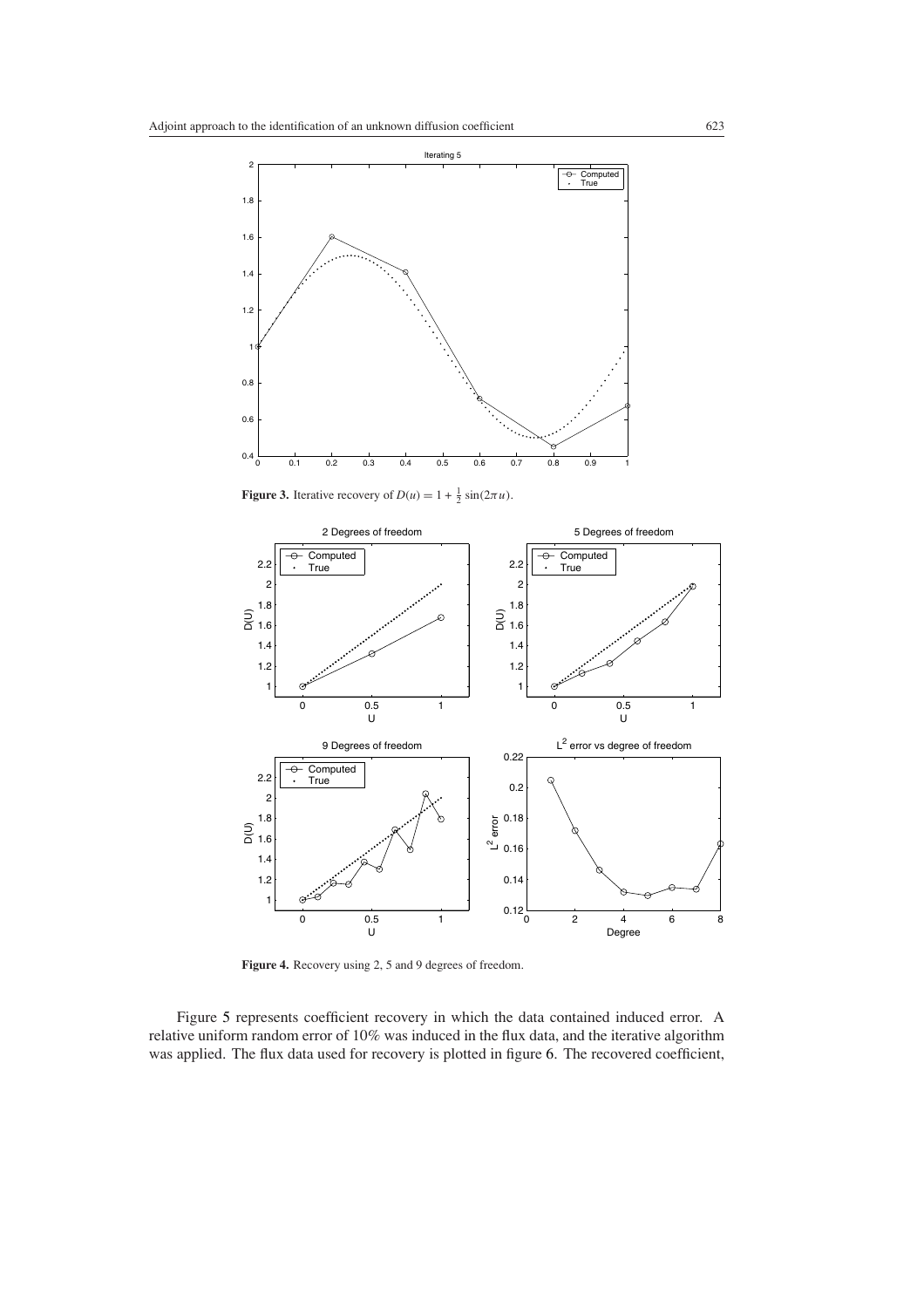**Figure 3.** Iterative recovery of $D(u) = 1 + \frac{1}{2}\sin(2\pi u)$.

**Figure 4.** Recovery using 2, 5 and 9 degrees of freedom.

Figure 5 represents coefficient recovery in which the data contained induced error. A relative uniform random error of 10% was induced in the flux data, and the iterative algorithm was applied. The flux data used for recovery is plotted in figure 6. The recovered coefficient,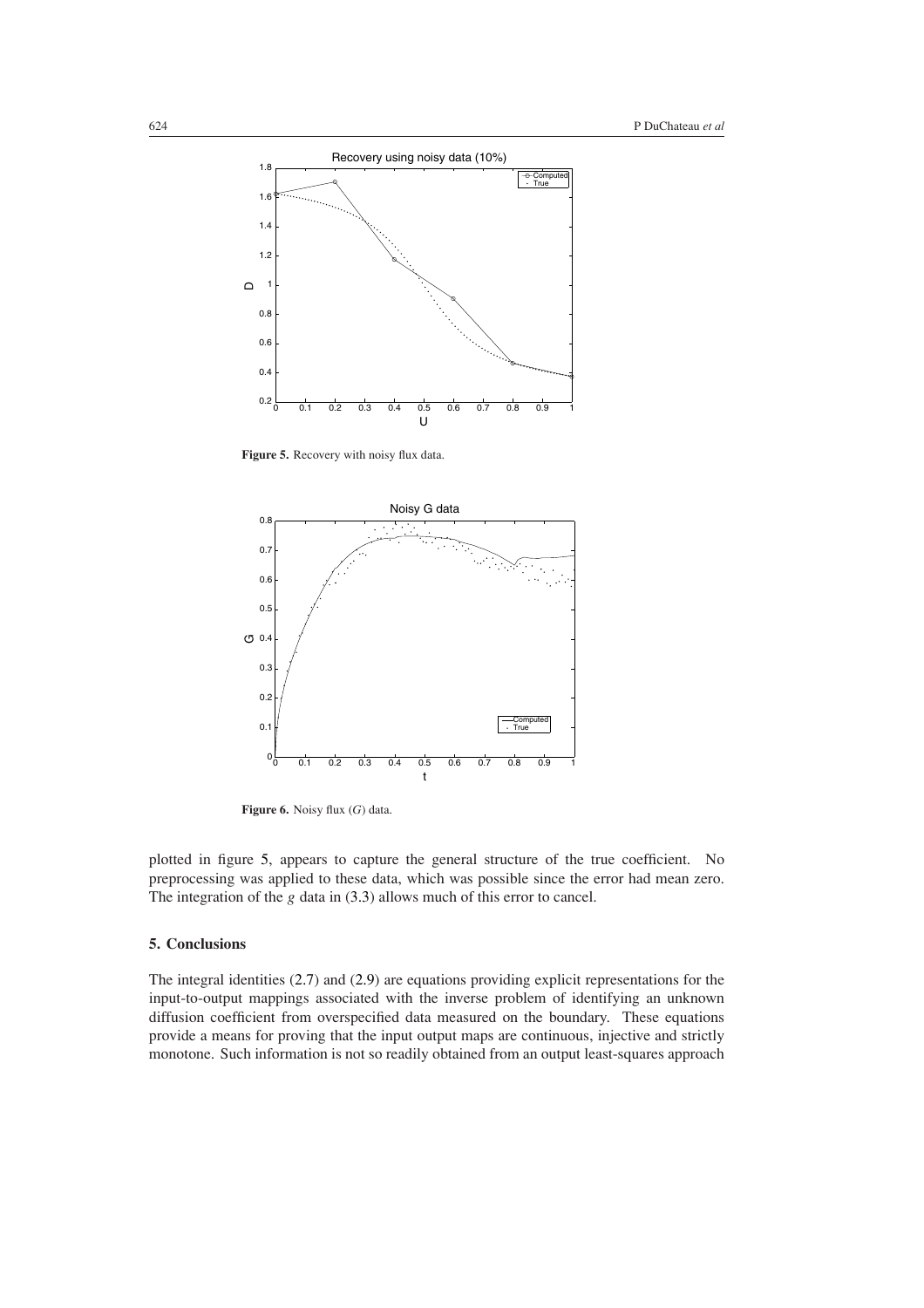**Figure 5.** Recovery with noisy flux data.

**Figure 6.** Noisy flux ($G$) data.

plotted in figure 5, appears to capture the general structure of the true coefficient. No preprocessing was applied to these data, which was possible since the error had mean zero. The integration of the $g$ data in (3.3) allows much of this error to cancel.

## 5. Conclusions

The integral identities (2.7) and (2.9) are equations providing explicit representations for the input-to-output mappings associated with the inverse problem of identifying an unknown diffusion coefficient from overspecified data measured on the boundary. These equations provide a means for proving that the input output maps are continuous, injective and strictly monotone. Such information is not so readily obtained from an output least-squares approach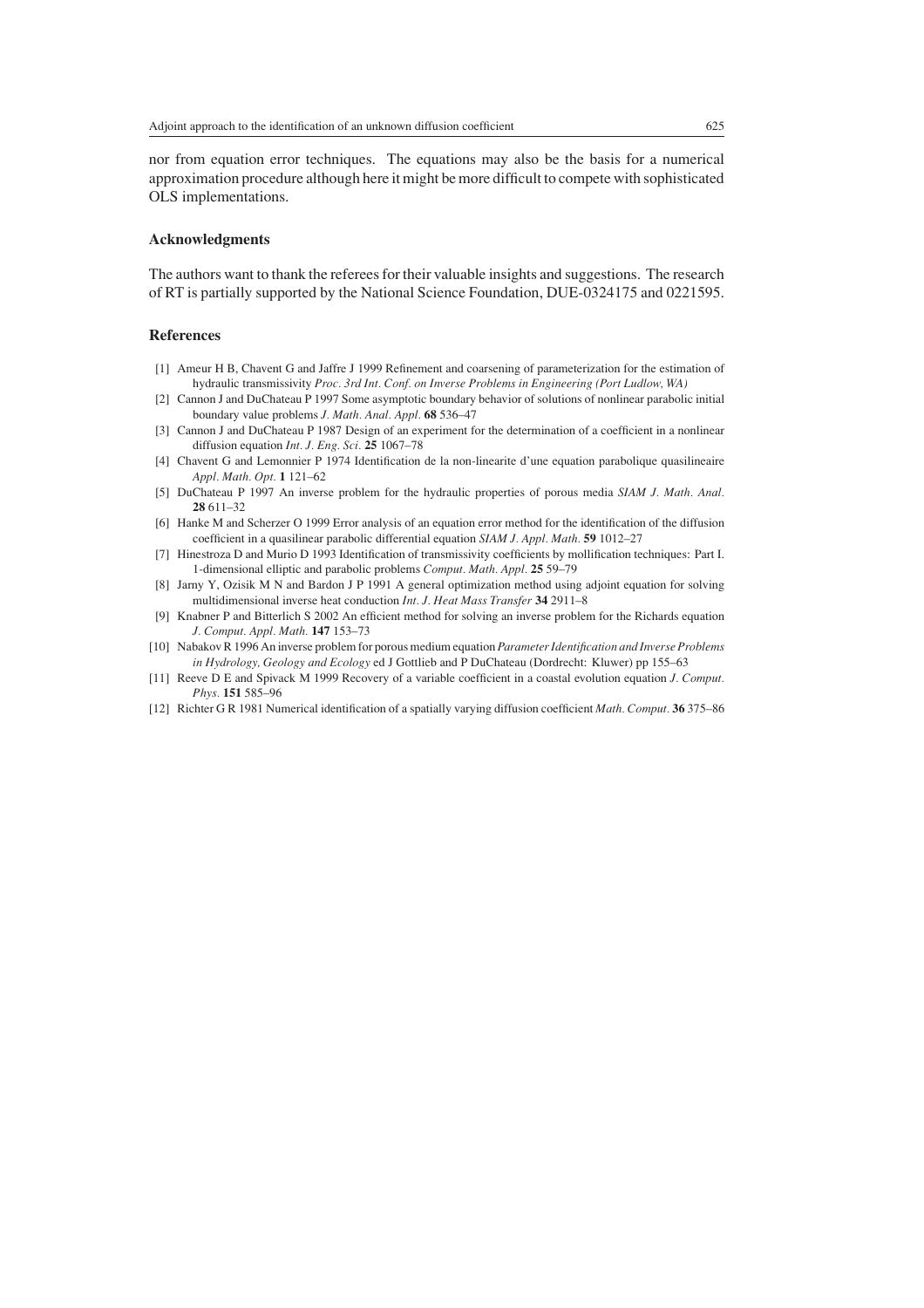nor from equation error techniques. The equations may also be the basis for a numerical approximation procedure although here it might be more difficult to compete with sophisticated OLS implementations.

### Acknowledgments

The authors want to thank the referees for their valuable insights and suggestions. The research of RT is partially supported by the National Science Foundation, DUE-0324175 and 0221595.

### References

[1] Ameur H B, Chavent G and Jaffre J 1999 Refinement and coarsening of parameterization for the estimation of hydraulic transmissivity *Proc. 3rd Int. Conf. on Inverse Problems in Engineering (Port Ludlow, WA)*

[2] Cannon J and DuChateau P 1997 Some asymptotic boundary behavior of solutions of nonlinear parabolic initial boundary value problems *J. Math. Anal. Appl.* **68** 536–47

[3] Cannon J and DuChateau P 1987 Design of an experiment for the determination of a coefficient in a nonlinear diffusion equation *Int. J. Eng. Sci.* **25** 1067–78

[4] Chavent G and Lemonnier P 1974 Identification de la non-linearite d'une equation parabolique quasilineaire *Appl. Math. Opt.* **1** 121–62

[5] DuChateau P 1997 An inverse problem for the hydraulic properties of porous media *SIAM J. Math. Anal.* **28** 611–32

[6] Hanke M and Scherzer O 1999 Error analysis of an equation error method for the identification of the diffusion coefficient in a quasilinear parabolic differential equation *SIAM J. Appl. Math.* **59** 1012–27

[7] Hinestroza D and Murio D 1993 Identification of transmissivity coefficients by mollification techniques: Part I. 1-dimensional elliptic and parabolic problems *Comput. Math. Appl.* **25** 59–79

[8] Jarny Y, Ozisik M N and Bardon J P 1991 A general optimization method using adjoint equation for solving multidimensional inverse heat conduction *Int. J. Heat Mass Transfer* **34** 2911–8

[9] Knabner P and Bitterlich S 2002 An efficient method for solving an inverse problem for the Richards equation *J. Comput. Appl. Math.* **147** 153–73

[10] Nabakov R 1996 An inverse problem for porous medium equation *Parameter Identification and Inverse Problems in Hydrology, Geology and Ecology* ed J Gottlieb and P DuChateau (Dordrecht: Kluwer) pp 155–63

[11] Reeve D E and Spivack M 1999 Recovery of a variable coefficient in a coastal evolution equation *J. Comput. Phys.* **151** 585–96

[12] Richter G R 1981 Numerical identification of a spatially varying diffusion coefficient *Math. Comput.* **36** 375–86